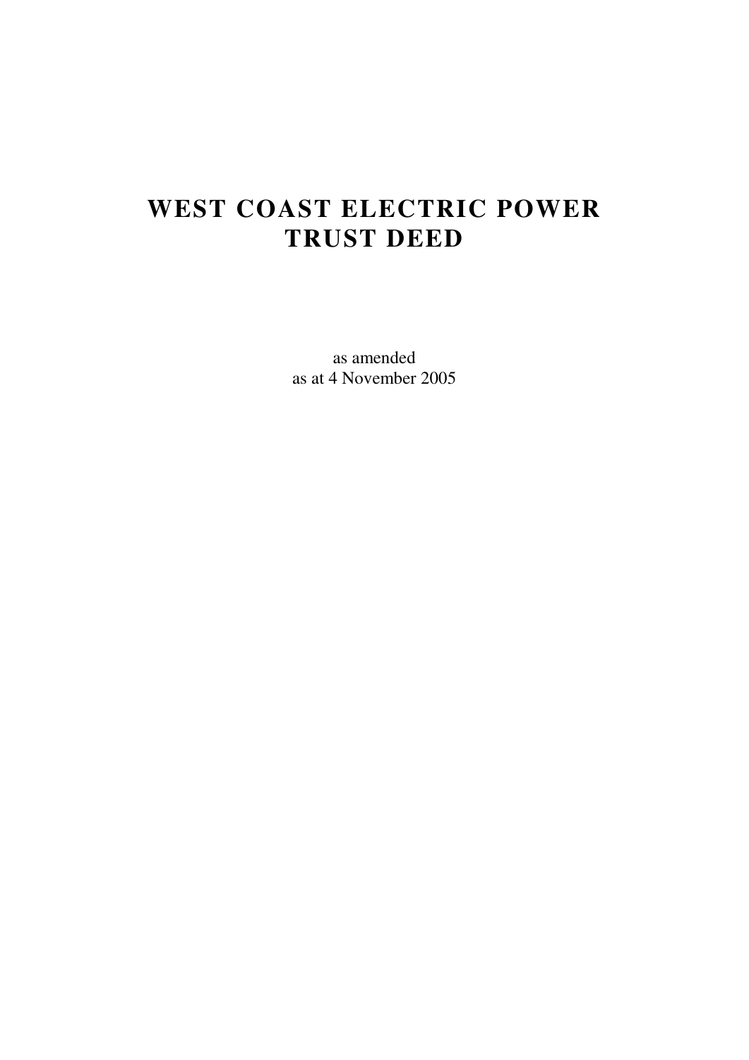# WEST COAST ELECTRIC POWER TRUST DEED

as amended
as at 4 November 2005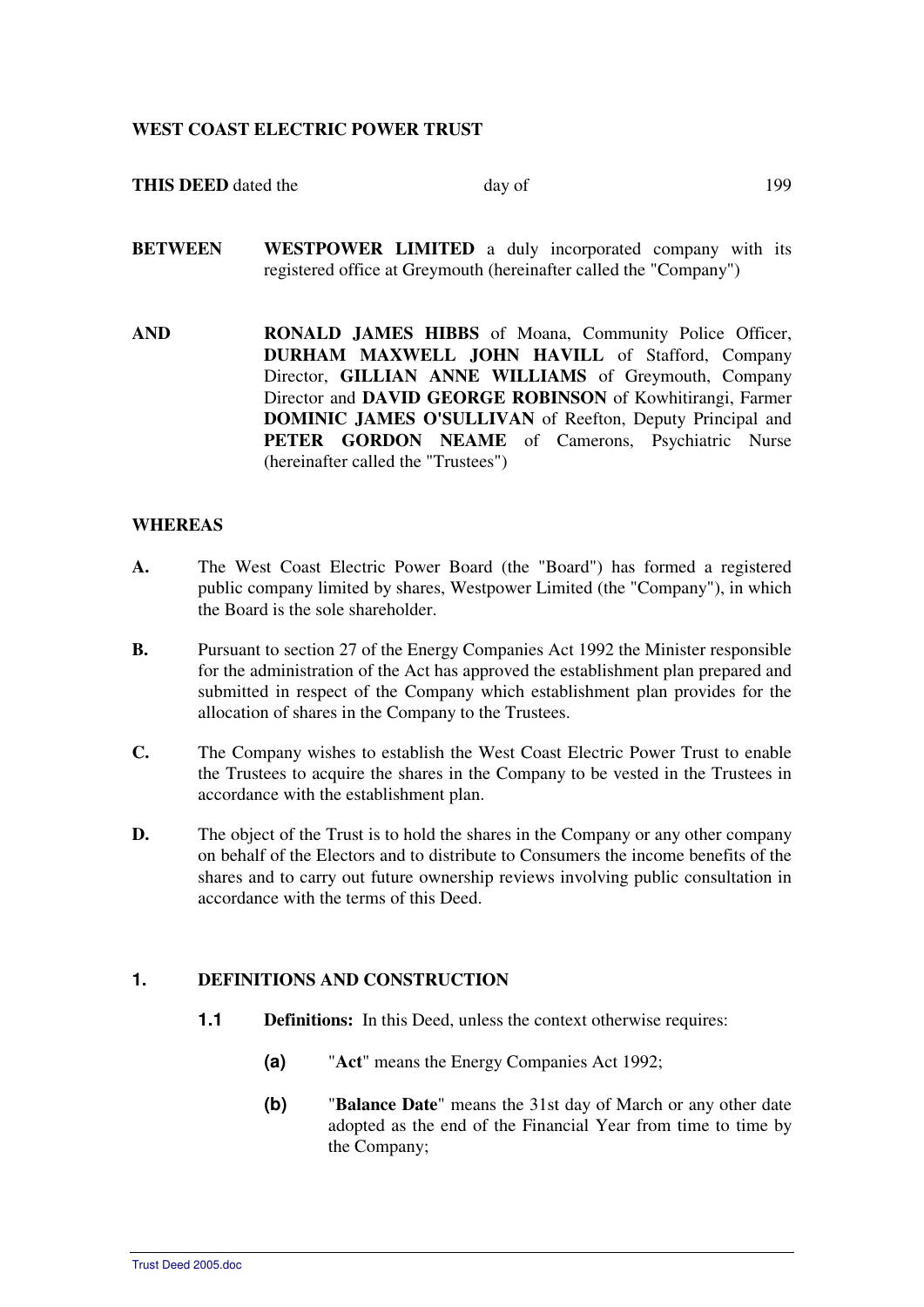**WEST COAST ELECTRIC POWER TRUST**

**THIS DEED** dated the day of 199

**BETWEEN** **WESTPOWER LIMITED** a duly incorporated company with its registered office at Greymouth (hereinafter called the "Company")

**AND** **RONALD JAMES HIBBS** of Moana, Community Police Officer, **DURHAM MAXWELL JOHN HAVILL** of Stafford, Company Director, **GILLIAN ANNE WILLIAMS** of Greymouth, Company Director and **DAVID GEORGE ROBINSON** of Kowhitirangi, Farmer **DOMINIC JAMES O'SULLIVAN** of Reefton, Deputy Principal and **PETER GORDON NEAME** of Camerons, Psychiatric Nurse (hereinafter called the "Trustees")

**WHEREAS**

**A.** The West Coast Electric Power Board (the "Board") has formed a registered public company limited by shares, Westpower Limited (the "Company"), in which the Board is the sole shareholder.

**B.** Pursuant to section 27 of the Energy Companies Act 1992 the Minister responsible for the administration of the Act has approved the establishment plan prepared and submitted in respect of the Company which establishment plan provides for the allocation of shares in the Company to the Trustees.

**C.** The Company wishes to establish the West Coast Electric Power Trust to enable the Trustees to acquire the shares in the Company to be vested in the Trustees in accordance with the establishment plan.

**D.** The object of the Trust is to hold the shares in the Company or any other company on behalf of the Electors and to distribute to Consumers the income benefits of the shares and to carry out future ownership reviews involving public consultation in accordance with the terms of this Deed.

## 1. DEFINITIONS AND CONSTRUCTION

**1.1** **Definitions:** In this Deed, unless the context otherwise requires:

**(a)** "**Act**" means the Energy Companies Act 1992;

**(b)** "**Balance Date**" means the 31st day of March or any other date adopted as the end of the Financial Year from time to time by the Company;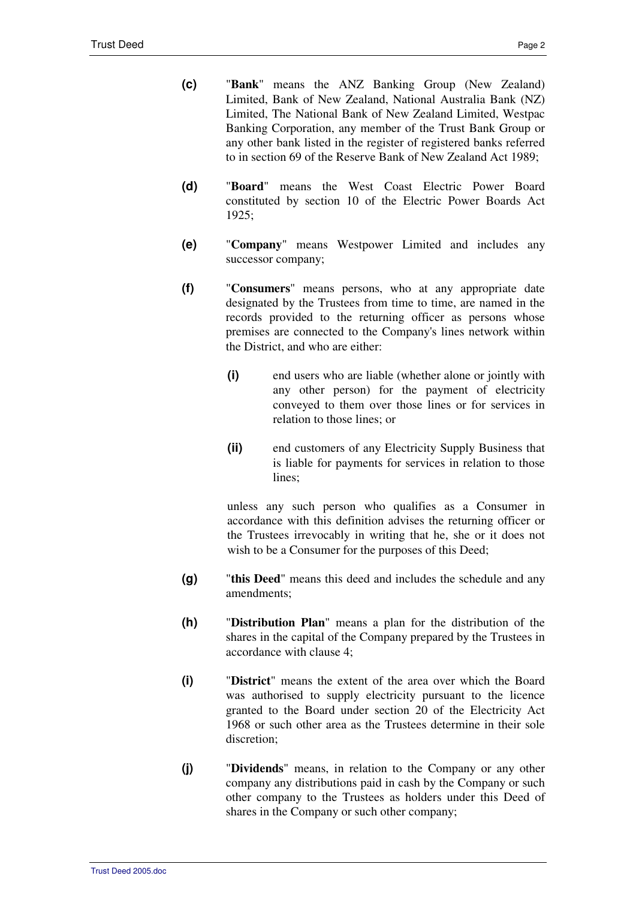**(c)** "**Bank**" means the ANZ Banking Group (New Zealand) Limited, Bank of New Zealand, National Australia Bank (NZ) Limited, The National Bank of New Zealand Limited, Westpac Banking Corporation, any member of the Trust Bank Group or any other bank listed in the register of registered banks referred to in section 69 of the Reserve Bank of New Zealand Act 1989;

**(d)** "**Board**" means the West Coast Electric Power Board constituted by section 10 of the Electric Power Boards Act 1925;

**(e)** "**Company**" means Westpower Limited and includes any successor company;

**(f)** "**Consumers**" means persons, who at any appropriate date designated by the Trustees from time to time, are named in the records provided to the returning officer as persons whose premises are connected to the Company's lines network within the District, and who are either:

> **(i)** end users who are liable (whether alone or jointly with any other person) for the payment of electricity conveyed to them over those lines or for services in relation to those lines; or
>
> **(ii)** end customers of any Electricity Supply Business that is liable for payments for services in relation to those lines;

unless any such person who qualifies as a Consumer in accordance with this definition advises the returning officer or the Trustees irrevocably in writing that he, she or it does not wish to be a Consumer for the purposes of this Deed;

**(g)** "**this Deed**" means this deed and includes the schedule and any amendments;

**(h)** "**Distribution Plan**" means a plan for the distribution of the shares in the capital of the Company prepared by the Trustees in accordance with clause 4;

**(i)** "**District**" means the extent of the area over which the Board was authorised to supply electricity pursuant to the licence granted to the Board under section 20 of the Electricity Act 1968 or such other area as the Trustees determine in their sole discretion;

**(j)** "**Dividends**" means, in relation to the Company or any other company any distributions paid in cash by the Company or such other company to the Trustees as holders under this Deed of shares in the Company or such other company;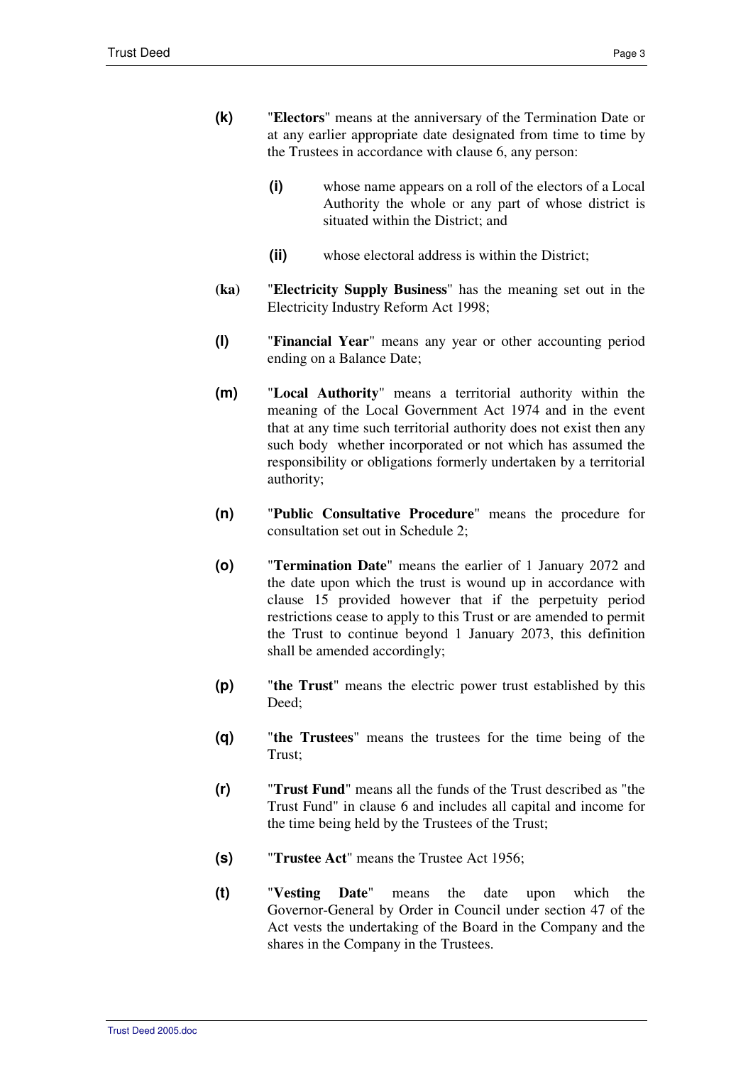**(k)** "**Electors**" means at the anniversary of the Termination Date or at any earlier appropriate date designated from time to time by the Trustees in accordance with clause 6, any person:

- **(i)** whose name appears on a roll of the electors of a Local Authority the whole or any part of whose district is situated within the District; and

- **(ii)** whose electoral address is within the District;

**(ka)** "**Electricity Supply Business**" has the meaning set out in the Electricity Industry Reform Act 1998;

**(l)** "**Financial Year**" means any year or other accounting period ending on a Balance Date;

**(m)** "**Local Authority**" means a territorial authority within the meaning of the Local Government Act 1974 and in the event that at any time such territorial authority does not exist then any such body whether incorporated or not which has assumed the responsibility or obligations formerly undertaken by a territorial authority;

**(n)** "**Public Consultative Procedure**" means the procedure for consultation set out in Schedule 2;

**(o)** "**Termination Date**" means the earlier of 1 January 2072 and the date upon which the trust is wound up in accordance with clause 15 provided however that if the perpetuity period restrictions cease to apply to this Trust or are amended to permit the Trust to continue beyond 1 January 2073, this definition shall be amended accordingly;

**(p)** "**the Trust**" means the electric power trust established by this Deed;

**(q)** "**the Trustees**" means the trustees for the time being of the Trust;

**(r)** "**Trust Fund**" means all the funds of the Trust described as "the Trust Fund" in clause 6 and includes all capital and income for the time being held by the Trustees of the Trust;

**(s)** "**Trustee Act**" means the Trustee Act 1956;

**(t)** "**Vesting Date**" means the date upon which the Governor-General by Order in Council under section 47 of the Act vests the undertaking of the Board in the Company and the shares in the Company in the Trustees.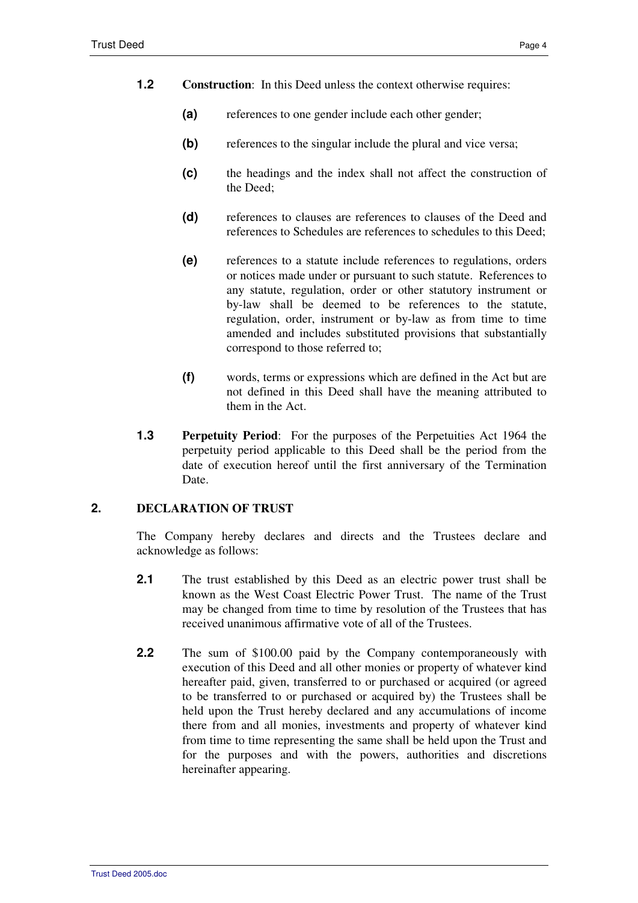**1.2** **Construction**: In this Deed unless the context otherwise requires:

- **(a)** references to one gender include each other gender;
- **(b)** references to the singular include the plural and vice versa;
- **(c)** the headings and the index shall not affect the construction of the Deed;
- **(d)** references to clauses are references to clauses of the Deed and references to Schedules are references to schedules to this Deed;
- **(e)** references to a statute include references to regulations, orders or notices made under or pursuant to such statute. References to any statute, regulation, order or other statutory instrument or by-law shall be deemed to be references to the statute, regulation, order, instrument or by-law as from time to time amended and includes substituted provisions that substantially correspond to those referred to;
- **(f)** words, terms or expressions which are defined in the Act but are not defined in this Deed shall have the meaning attributed to them in the Act.

**1.3** **Perpetuity Period**: For the purposes of the Perpetuities Act 1964 the perpetuity period applicable to this Deed shall be the period from the date of execution hereof until the first anniversary of the Termination Date.

## 2. DECLARATION OF TRUST

The Company hereby declares and directs and the Trustees declare and acknowledge as follows:

**2.1** The trust established by this Deed as an electric power trust shall be known as the West Coast Electric Power Trust. The name of the Trust may be changed from time to time by resolution of the Trustees that has received unanimous affirmative vote of all of the Trustees.

**2.2** The sum of $100.00 paid by the Company contemporaneously with execution of this Deed and all other monies or property of whatever kind hereafter paid, given, transferred to or purchased or acquired (or agreed to be transferred to or purchased or acquired by) the Trustees shall be held upon the Trust hereby declared and any accumulations of income there from and all monies, investments and property of whatever kind from time to time representing the same shall be held upon the Trust and for the purposes and with the powers, authorities and discretions hereinafter appearing.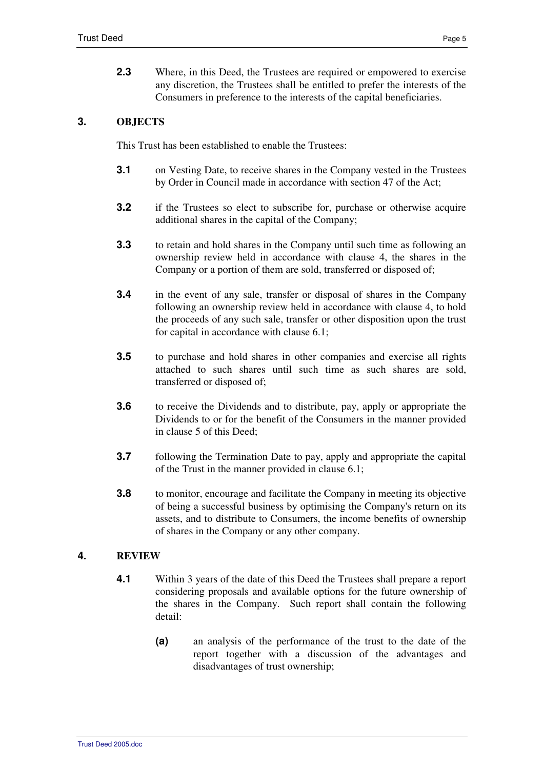**2.3** Where, in this Deed, the Trustees are required or empowered to exercise any discretion, the Trustees shall be entitled to prefer the interests of the Consumers in preference to the interests of the capital beneficiaries.

## 3. OBJECTS

This Trust has been established to enable the Trustees:

**3.1** on Vesting Date, to receive shares in the Company vested in the Trustees by Order in Council made in accordance with section 47 of the Act;

**3.2** if the Trustees so elect to subscribe for, purchase or otherwise acquire additional shares in the capital of the Company;

**3.3** to retain and hold shares in the Company until such time as following an ownership review held in accordance with clause 4, the shares in the Company or a portion of them are sold, transferred or disposed of;

**3.4** in the event of any sale, transfer or disposal of shares in the Company following an ownership review held in accordance with clause 4, to hold the proceeds of any such sale, transfer or other disposition upon the trust for capital in accordance with clause 6.1;

**3.5** to purchase and hold shares in other companies and exercise all rights attached to such shares until such time as such shares are sold, transferred or disposed of;

**3.6** to receive the Dividends and to distribute, pay, apply or appropriate the Dividends to or for the benefit of the Consumers in the manner provided in clause 5 of this Deed;

**3.7** following the Termination Date to pay, apply and appropriate the capital of the Trust in the manner provided in clause 6.1;

**3.8** to monitor, encourage and facilitate the Company in meeting its objective of being a successful business by optimising the Company's return on its assets, and to distribute to Consumers, the income benefits of ownership of shares in the Company or any other company.

## 4. REVIEW

**4.1** Within 3 years of the date of this Deed the Trustees shall prepare a report considering proposals and available options for the future ownership of the shares in the Company. Such report shall contain the following detail:

**(a)** an analysis of the performance of the trust to the date of the report together with a discussion of the advantages and disadvantages of trust ownership;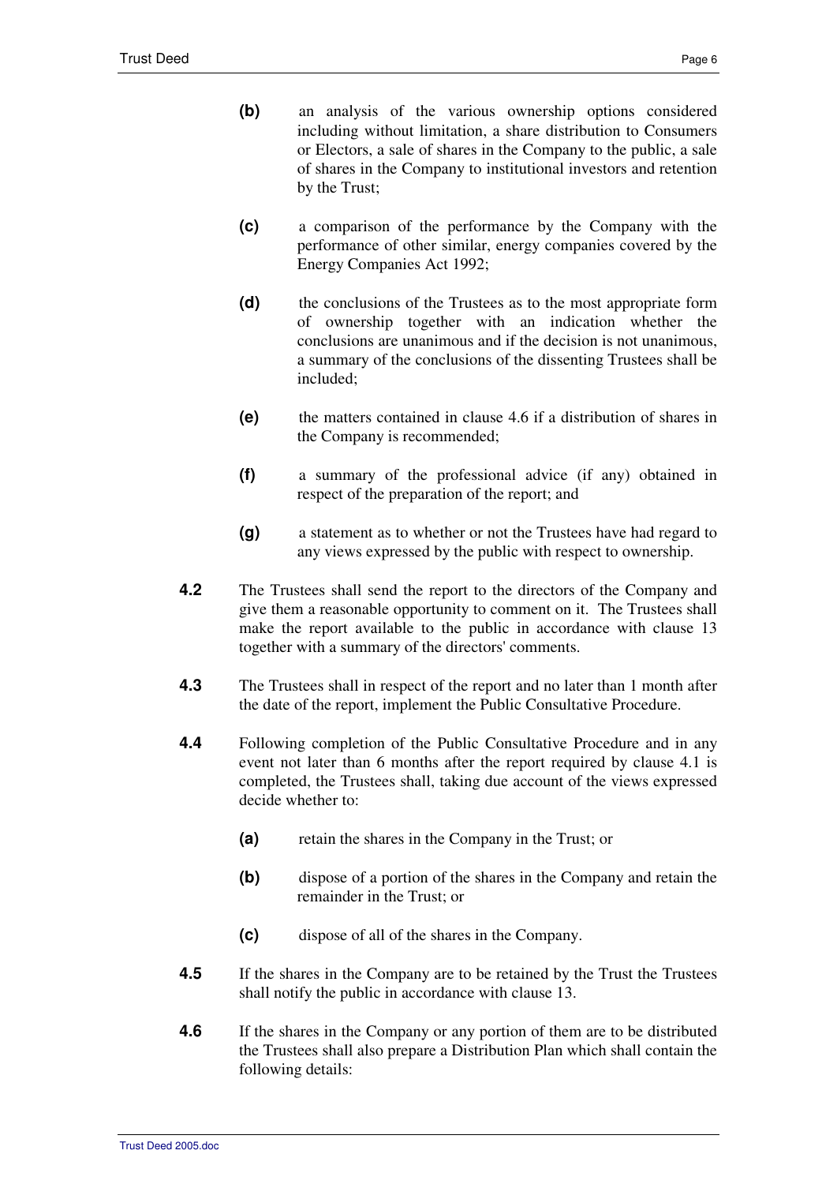**(b)** an analysis of the various ownership options considered including without limitation, a share distribution to Consumers or Electors, a sale of shares in the Company to the public, a sale of shares in the Company to institutional investors and retention by the Trust;

**(c)** a comparison of the performance by the Company with the performance of other similar, energy companies covered by the Energy Companies Act 1992;

**(d)** the conclusions of the Trustees as to the most appropriate form of ownership together with an indication whether the conclusions are unanimous and if the decision is not unanimous, a summary of the conclusions of the dissenting Trustees shall be included;

**(e)** the matters contained in clause 4.6 if a distribution of shares in the Company is recommended;

**(f)** a summary of the professional advice (if any) obtained in respect of the preparation of the report; and

**(g)** a statement as to whether or not the Trustees have had regard to any views expressed by the public with respect to ownership.

**4.2** The Trustees shall send the report to the directors of the Company and give them a reasonable opportunity to comment on it. The Trustees shall make the report available to the public in accordance with clause 13 together with a summary of the directors' comments.

**4.3** The Trustees shall in respect of the report and no later than 1 month after the date of the report, implement the Public Consultative Procedure.

**4.4** Following completion of the Public Consultative Procedure and in any event not later than 6 months after the report required by clause 4.1 is completed, the Trustees shall, taking due account of the views expressed decide whether to:

**(a)** retain the shares in the Company in the Trust; or

**(b)** dispose of a portion of the shares in the Company and retain the remainder in the Trust; or

**(c)** dispose of all of the shares in the Company.

**4.5** If the shares in the Company are to be retained by the Trust the Trustees shall notify the public in accordance with clause 13.

**4.6** If the shares in the Company or any portion of them are to be distributed the Trustees shall also prepare a Distribution Plan which shall contain the following details: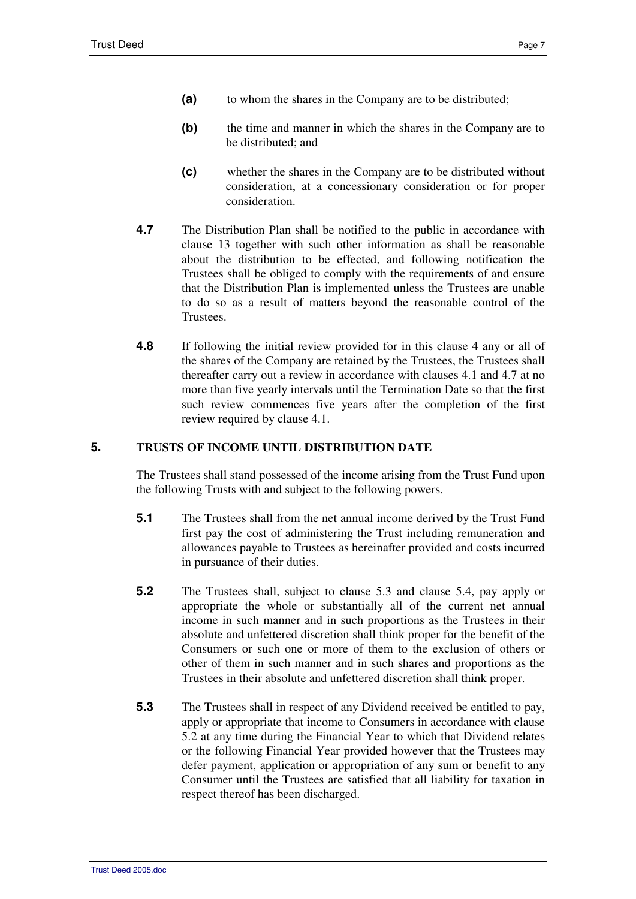**(a)** to whom the shares in the Company are to be distributed;

**(b)** the time and manner in which the shares in the Company are to be distributed; and

**(c)** whether the shares in the Company are to be distributed without consideration, at a concessionary consideration or for proper consideration.

**4.7** The Distribution Plan shall be notified to the public in accordance with clause 13 together with such other information as shall be reasonable about the distribution to be effected, and following notification the Trustees shall be obliged to comply with the requirements of and ensure that the Distribution Plan is implemented unless the Trustees are unable to do so as a result of matters beyond the reasonable control of the Trustees.

**4.8** If following the initial review provided for in this clause 4 any or all of the shares of the Company are retained by the Trustees, the Trustees shall thereafter carry out a review in accordance with clauses 4.1 and 4.7 at no more than five yearly intervals until the Termination Date so that the first such review commences five years after the completion of the first review required by clause 4.1.

## 5. TRUSTS OF INCOME UNTIL DISTRIBUTION DATE

The Trustees shall stand possessed of the income arising from the Trust Fund upon the following Trusts with and subject to the following powers.

**5.1** The Trustees shall from the net annual income derived by the Trust Fund first pay the cost of administering the Trust including remuneration and allowances payable to Trustees as hereinafter provided and costs incurred in pursuance of their duties.

**5.2** The Trustees shall, subject to clause 5.3 and clause 5.4, pay apply or appropriate the whole or substantially all of the current net annual income in such manner and in such proportions as the Trustees in their absolute and unfettered discretion shall think proper for the benefit of the Consumers or such one or more of them to the exclusion of others or other of them in such manner and in such shares and proportions as the Trustees in their absolute and unfettered discretion shall think proper.

**5.3** The Trustees shall in respect of any Dividend received be entitled to pay, apply or appropriate that income to Consumers in accordance with clause 5.2 at any time during the Financial Year to which that Dividend relates or the following Financial Year provided however that the Trustees may defer payment, application or appropriation of any sum or benefit to any Consumer until the Trustees are satisfied that all liability for taxation in respect thereof has been discharged.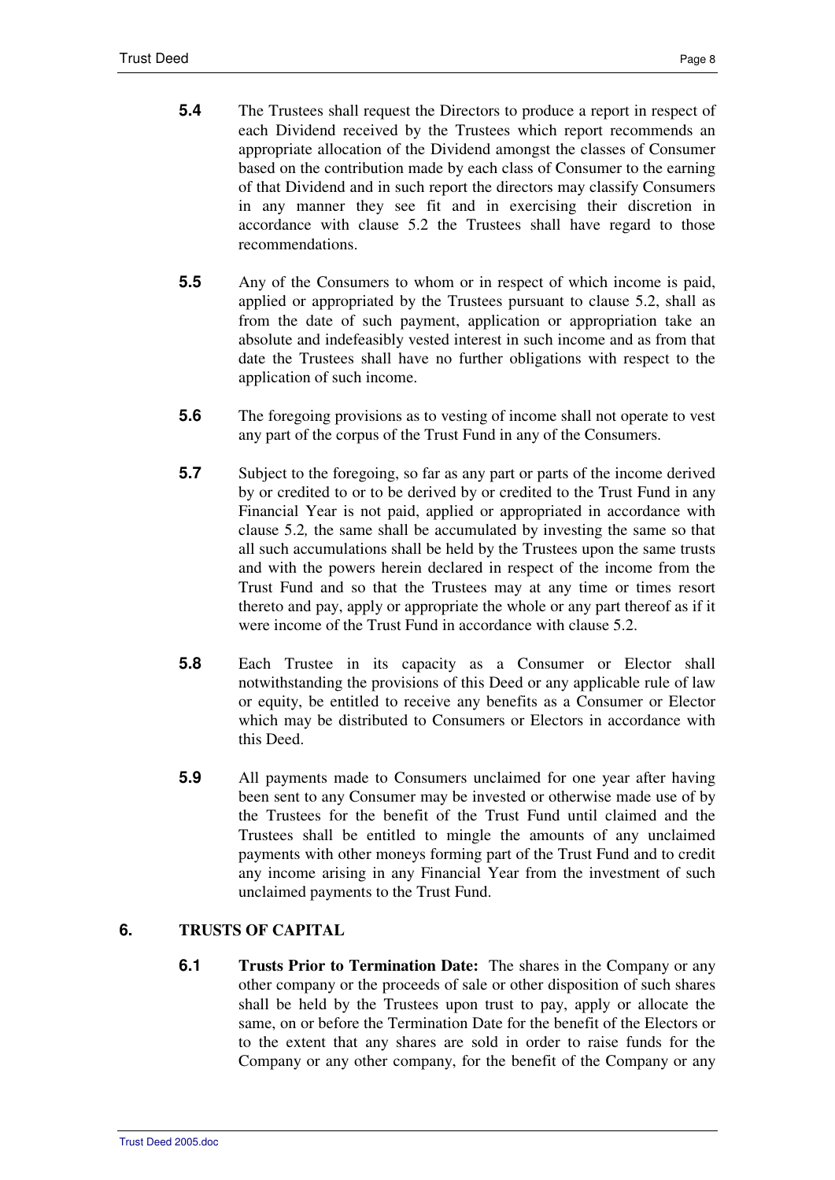**5.4** The Trustees shall request the Directors to produce a report in respect of each Dividend received by the Trustees which report recommends an appropriate allocation of the Dividend amongst the classes of Consumer based on the contribution made by each class of Consumer to the earning of that Dividend and in such report the directors may classify Consumers in any manner they see fit and in exercising their discretion in accordance with clause 5.2 the Trustees shall have regard to those recommendations.

**5.5** Any of the Consumers to whom or in respect of which income is paid, applied or appropriated by the Trustees pursuant to clause 5.2, shall as from the date of such payment, application or appropriation take an absolute and indefeasibly vested interest in such income and as from that date the Trustees shall have no further obligations with respect to the application of such income.

**5.6** The foregoing provisions as to vesting of income shall not operate to vest any part of the corpus of the Trust Fund in any of the Consumers.

**5.7** Subject to the foregoing, so far as any part or parts of the income derived by or credited to or to be derived by or credited to the Trust Fund in any Financial Year is not paid, applied or appropriated in accordance with clause 5.2*,* the same shall be accumulated by investing the same so that all such accumulations shall be held by the Trustees upon the same trusts and with the powers herein declared in respect of the income from the Trust Fund and so that the Trustees may at any time or times resort thereto and pay, apply or appropriate the whole or any part thereof as if it were income of the Trust Fund in accordance with clause 5.2.

**5.8** Each Trustee in its capacity as a Consumer or Elector shall notwithstanding the provisions of this Deed or any applicable rule of law or equity, be entitled to receive any benefits as a Consumer or Elector which may be distributed to Consumers or Electors in accordance with this Deed.

**5.9** All payments made to Consumers unclaimed for one year after having been sent to any Consumer may be invested or otherwise made use of by the Trustees for the benefit of the Trust Fund until claimed and the Trustees shall be entitled to mingle the amounts of any unclaimed payments with other moneys forming part of the Trust Fund and to credit any income arising in any Financial Year from the investment of such unclaimed payments to the Trust Fund.

## 6. TRUSTS OF CAPITAL

**6.1** **Trusts Prior to Termination Date:** The shares in the Company or any other company or the proceeds of sale or other disposition of such shares shall be held by the Trustees upon trust to pay, apply or allocate the same, on or before the Termination Date for the benefit of the Electors or to the extent that any shares are sold in order to raise funds for the Company or any other company, for the benefit of the Company or any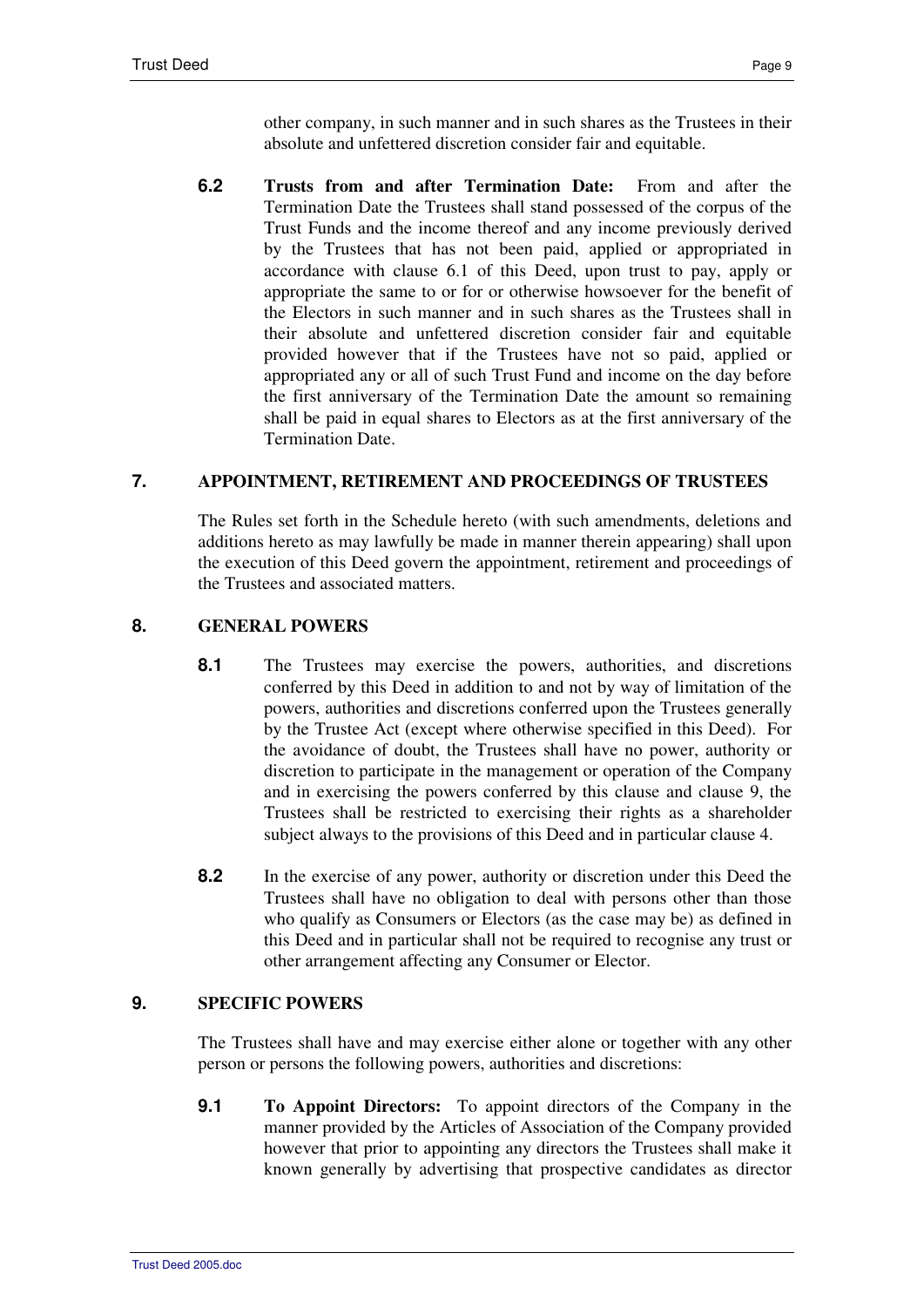other company, in such manner and in such shares as the Trustees in their absolute and unfettered discretion consider fair and equitable.

**6.2** **Trusts from and after Termination Date:** From and after the Termination Date the Trustees shall stand possessed of the corpus of the Trust Funds and the income thereof and any income previously derived by the Trustees that has not been paid, applied or appropriated in accordance with clause 6.1 of this Deed, upon trust to pay, apply or appropriate the same to or for or otherwise howsoever for the benefit of the Electors in such manner and in such shares as the Trustees shall in their absolute and unfettered discretion consider fair and equitable provided however that if the Trustees have not so paid, applied or appropriated any or all of such Trust Fund and income on the day before the first anniversary of the Termination Date the amount so remaining shall be paid in equal shares to Electors as at the first anniversary of the Termination Date.

## 7. APPOINTMENT, RETIREMENT AND PROCEEDINGS OF TRUSTEES

The Rules set forth in the Schedule hereto (with such amendments, deletions and additions hereto as may lawfully be made in manner therein appearing) shall upon the execution of this Deed govern the appointment, retirement and proceedings of the Trustees and associated matters.

## 8. GENERAL POWERS

**8.1** The Trustees may exercise the powers, authorities, and discretions conferred by this Deed in addition to and not by way of limitation of the powers, authorities and discretions conferred upon the Trustees generally by the Trustee Act (except where otherwise specified in this Deed). For the avoidance of doubt, the Trustees shall have no power, authority or discretion to participate in the management or operation of the Company and in exercising the powers conferred by this clause and clause 9, the Trustees shall be restricted to exercising their rights as a shareholder subject always to the provisions of this Deed and in particular clause 4.

**8.2** In the exercise of any power, authority or discretion under this Deed the Trustees shall have no obligation to deal with persons other than those who qualify as Consumers or Electors (as the case may be) as defined in this Deed and in particular shall not be required to recognise any trust or other arrangement affecting any Consumer or Elector.

## 9. SPECIFIC POWERS

The Trustees shall have and may exercise either alone or together with any other person or persons the following powers, authorities and discretions:

**9.1** **To Appoint Directors:** To appoint directors of the Company in the manner provided by the Articles of Association of the Company provided however that prior to appointing any directors the Trustees shall make it known generally by advertising that prospective candidates as director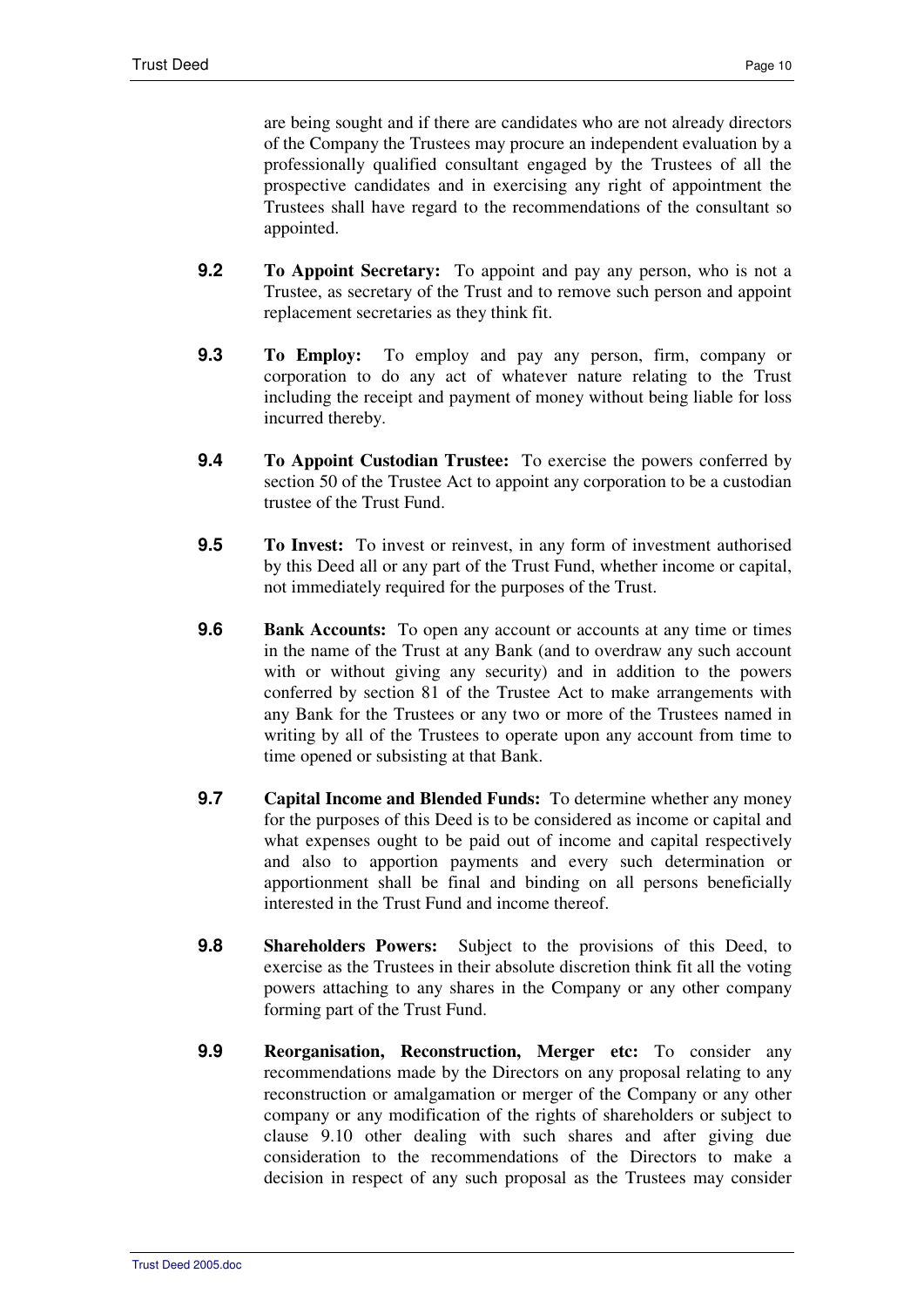are being sought and if there are candidates who are not already directors of the Company the Trustees may procure an independent evaluation by a professionally qualified consultant engaged by the Trustees of all the prospective candidates and in exercising any right of appointment the Trustees shall have regard to the recommendations of the consultant so appointed.

**9.2** **To Appoint Secretary:** To appoint and pay any person, who is not a Trustee, as secretary of the Trust and to remove such person and appoint replacement secretaries as they think fit.

**9.3** **To Employ:** To employ and pay any person, firm, company or corporation to do any act of whatever nature relating to the Trust including the receipt and payment of money without being liable for loss incurred thereby.

**9.4** **To Appoint Custodian Trustee:** To exercise the powers conferred by section 50 of the Trustee Act to appoint any corporation to be a custodian trustee of the Trust Fund.

**9.5** **To Invest:** To invest or reinvest, in any form of investment authorised by this Deed all or any part of the Trust Fund, whether income or capital, not immediately required for the purposes of the Trust.

**9.6** **Bank Accounts:** To open any account or accounts at any time or times in the name of the Trust at any Bank (and to overdraw any such account with or without giving any security) and in addition to the powers conferred by section 81 of the Trustee Act to make arrangements with any Bank for the Trustees or any two or more of the Trustees named in writing by all of the Trustees to operate upon any account from time to time opened or subsisting at that Bank.

**9.7** **Capital Income and Blended Funds:** To determine whether any money for the purposes of this Deed is to be considered as income or capital and what expenses ought to be paid out of income and capital respectively and also to apportion payments and every such determination or apportionment shall be final and binding on all persons beneficially interested in the Trust Fund and income thereof.

**9.8** **Shareholders Powers:** Subject to the provisions of this Deed, to exercise as the Trustees in their absolute discretion think fit all the voting powers attaching to any shares in the Company or any other company forming part of the Trust Fund.

**9.9** **Reorganisation, Reconstruction, Merger etc:** To consider any recommendations made by the Directors on any proposal relating to any reconstruction or amalgamation or merger of the Company or any other company or any modification of the rights of shareholders or subject to clause 9.10 other dealing with such shares and after giving due consideration to the recommendations of the Directors to make a decision in respect of any such proposal as the Trustees may consider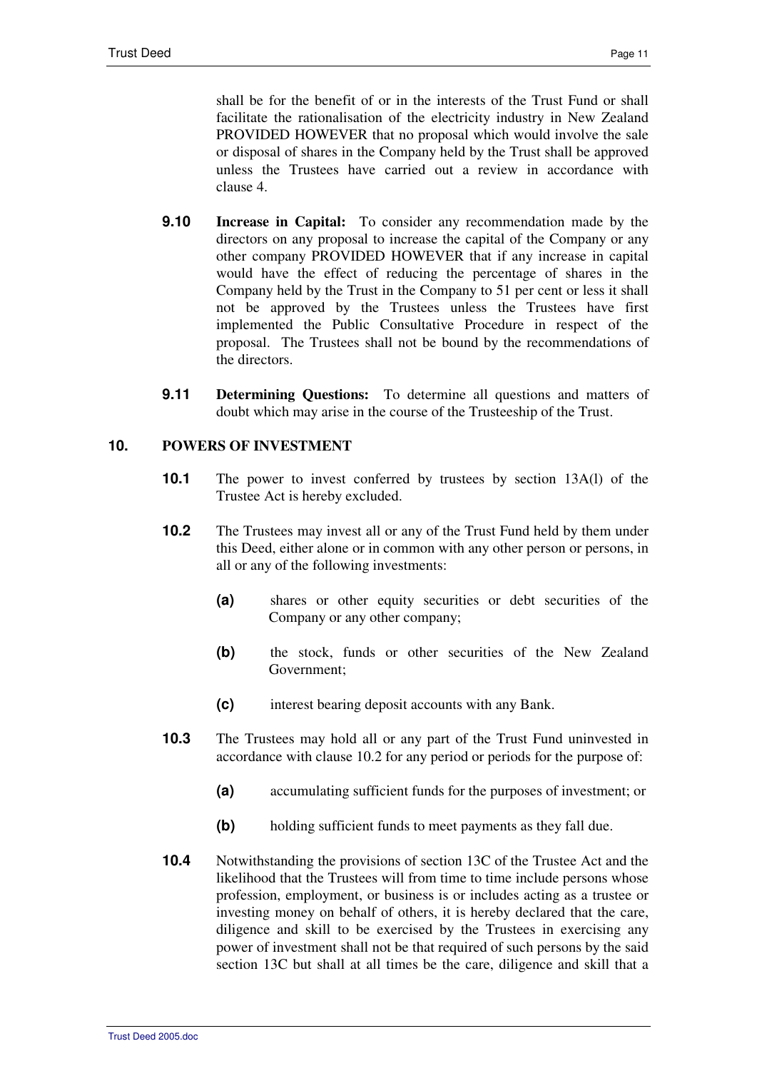shall be for the benefit of or in the interests of the Trust Fund or shall facilitate the rationalisation of the electricity industry in New Zealand PROVIDED HOWEVER that no proposal which would involve the sale or disposal of shares in the Company held by the Trust shall be approved unless the Trustees have carried out a review in accordance with clause 4.

**9.10** **Increase in Capital:** To consider any recommendation made by the directors on any proposal to increase the capital of the Company or any other company PROVIDED HOWEVER that if any increase in capital would have the effect of reducing the percentage of shares in the Company held by the Trust in the Company to 51 per cent or less it shall not be approved by the Trustees unless the Trustees have first implemented the Public Consultative Procedure in respect of the proposal. The Trustees shall not be bound by the recommendations of the directors.

**9.11** **Determining Questions:** To determine all questions and matters of doubt which may arise in the course of the Trusteeship of the Trust.

## 10. POWERS OF INVESTMENT

**10.1** The power to invest conferred by trustees by section 13A(l) of the Trustee Act is hereby excluded.

**10.2** The Trustees may invest all or any of the Trust Fund held by them under this Deed, either alone or in common with any other person or persons, in all or any of the following investments:

- **(a)** shares or other equity securities or debt securities of the Company or any other company;
- **(b)** the stock, funds or other securities of the New Zealand Government;
- **(c)** interest bearing deposit accounts with any Bank.

**10.3** The Trustees may hold all or any part of the Trust Fund uninvested in accordance with clause 10.2 for any period or periods for the purpose of:

- **(a)** accumulating sufficient funds for the purposes of investment; or
- **(b)** holding sufficient funds to meet payments as they fall due.

**10.4** Notwithstanding the provisions of section 13C of the Trustee Act and the likelihood that the Trustees will from time to time include persons whose profession, employment, or business is or includes acting as a trustee or investing money on behalf of others, it is hereby declared that the care, diligence and skill to be exercised by the Trustees in exercising any power of investment shall not be that required of such persons by the said section 13C but shall at all times be the care, diligence and skill that a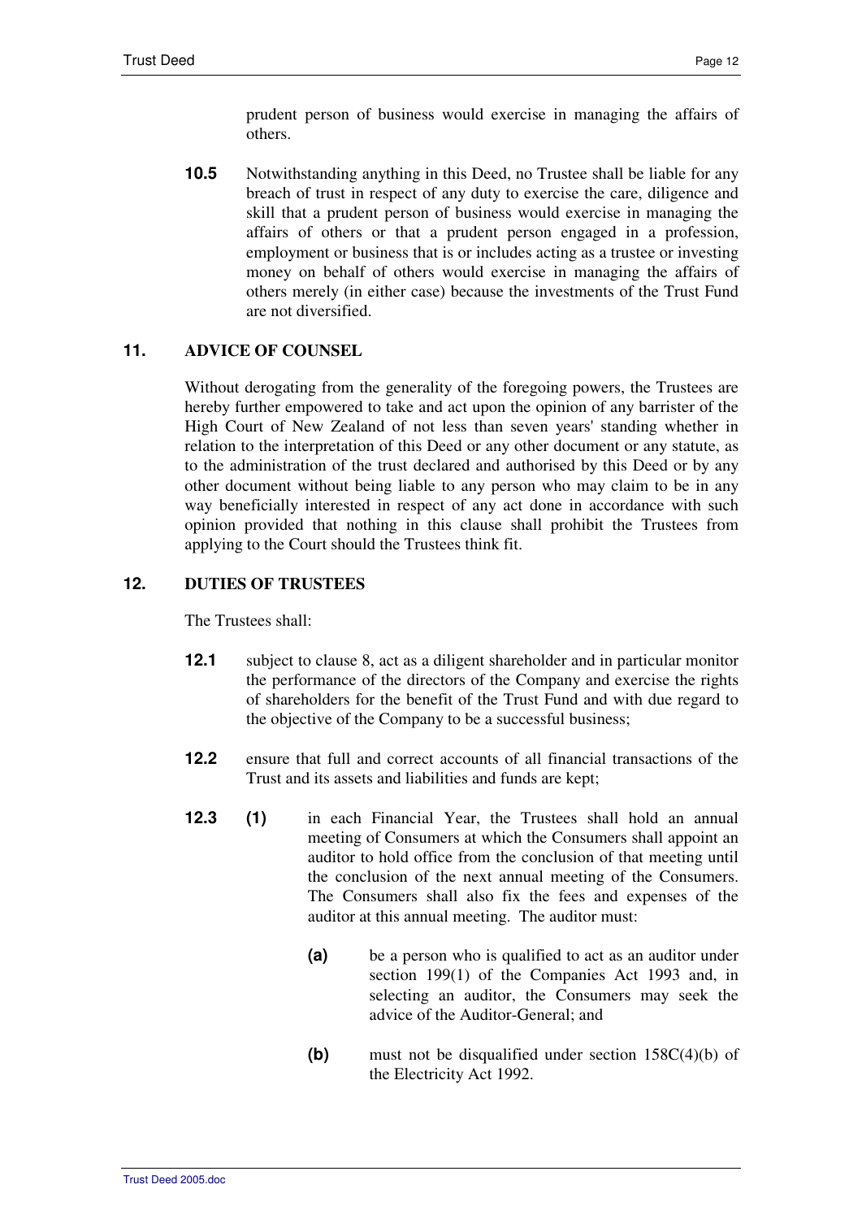prudent person of business would exercise in managing the affairs of others.

**10.5** Notwithstanding anything in this Deed, no Trustee shall be liable for any breach of trust in respect of any duty to exercise the care, diligence and skill that a prudent person of business would exercise in managing the affairs of others or that a prudent person engaged in a profession, employment or business that is or includes acting as a trustee or investing money on behalf of others would exercise in managing the affairs of others merely (in either case) because the investments of the Trust Fund are not diversified.

## 11. ADVICE OF COUNSEL

Without derogating from the generality of the foregoing powers, the Trustees are hereby further empowered to take and act upon the opinion of any barrister of the High Court of New Zealand of not less than seven years' standing whether in relation to the interpretation of this Deed or any other document or any statute, as to the administration of the trust declared and authorised by this Deed or by any other document without being liable to any person who may claim to be in any way beneficially interested in respect of any act done in accordance with such opinion provided that nothing in this clause shall prohibit the Trustees from applying to the Court should the Trustees think fit.

## 12. DUTIES OF TRUSTEES

The Trustees shall:

**12.1** subject to clause 8, act as a diligent shareholder and in particular monitor the performance of the directors of the Company and exercise the rights of shareholders for the benefit of the Trust Fund and with due regard to the objective of the Company to be a successful business;

**12.2** ensure that full and correct accounts of all financial transactions of the Trust and its assets and liabilities and funds are kept;

**12.3** **(1)** in each Financial Year, the Trustees shall hold an annual meeting of Consumers at which the Consumers shall appoint an auditor to hold office from the conclusion of that meeting until the conclusion of the next annual meeting of the Consumers. The Consumers shall also fix the fees and expenses of the auditor at this annual meeting. The auditor must:

**(a)** be a person who is qualified to act as an auditor under section 199(1) of the Companies Act 1993 and, in selecting an auditor, the Consumers may seek the advice of the Auditor-General; and

**(b)** must not be disqualified under section 158C(4)(b) of the Electricity Act 1992.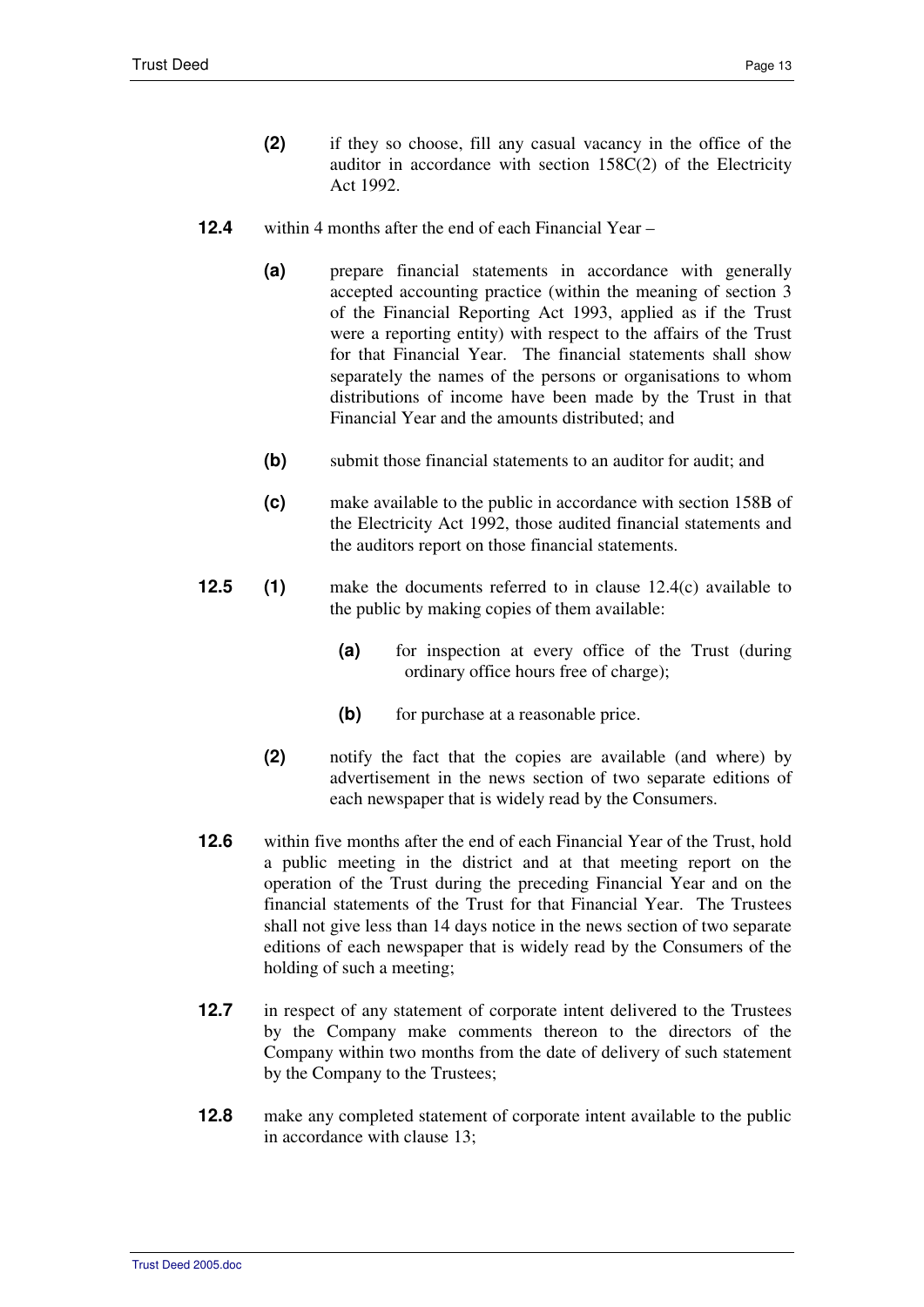**(2)** if they so choose, fill any casual vacancy in the office of the auditor in accordance with section 158C(2) of the Electricity Act 1992.

**12.4** within 4 months after the end of each Financial Year –

**(a)** prepare financial statements in accordance with generally accepted accounting practice (within the meaning of section 3 of the Financial Reporting Act 1993, applied as if the Trust were a reporting entity) with respect to the affairs of the Trust for that Financial Year. The financial statements shall show separately the names of the persons or organisations to whom distributions of income have been made by the Trust in that Financial Year and the amounts distributed; and

**(b)** submit those financial statements to an auditor for audit; and

**(c)** make available to the public in accordance with section 158B of the Electricity Act 1992, those audited financial statements and the auditors report on those financial statements.

**12.5** **(1)** make the documents referred to in clause 12.4(c) available to the public by making copies of them available:

**(a)** for inspection at every office of the Trust (during ordinary office hours free of charge);

**(b)** for purchase at a reasonable price.

**(2)** notify the fact that the copies are available (and where) by advertisement in the news section of two separate editions of each newspaper that is widely read by the Consumers.

**12.6** within five months after the end of each Financial Year of the Trust, hold a public meeting in the district and at that meeting report on the operation of the Trust during the preceding Financial Year and on the financial statements of the Trust for that Financial Year. The Trustees shall not give less than 14 days notice in the news section of two separate editions of each newspaper that is widely read by the Consumers of the holding of such a meeting;

**12.7** in respect of any statement of corporate intent delivered to the Trustees by the Company make comments thereon to the directors of the Company within two months from the date of delivery of such statement by the Company to the Trustees;

**12.8** make any completed statement of corporate intent available to the public in accordance with clause 13;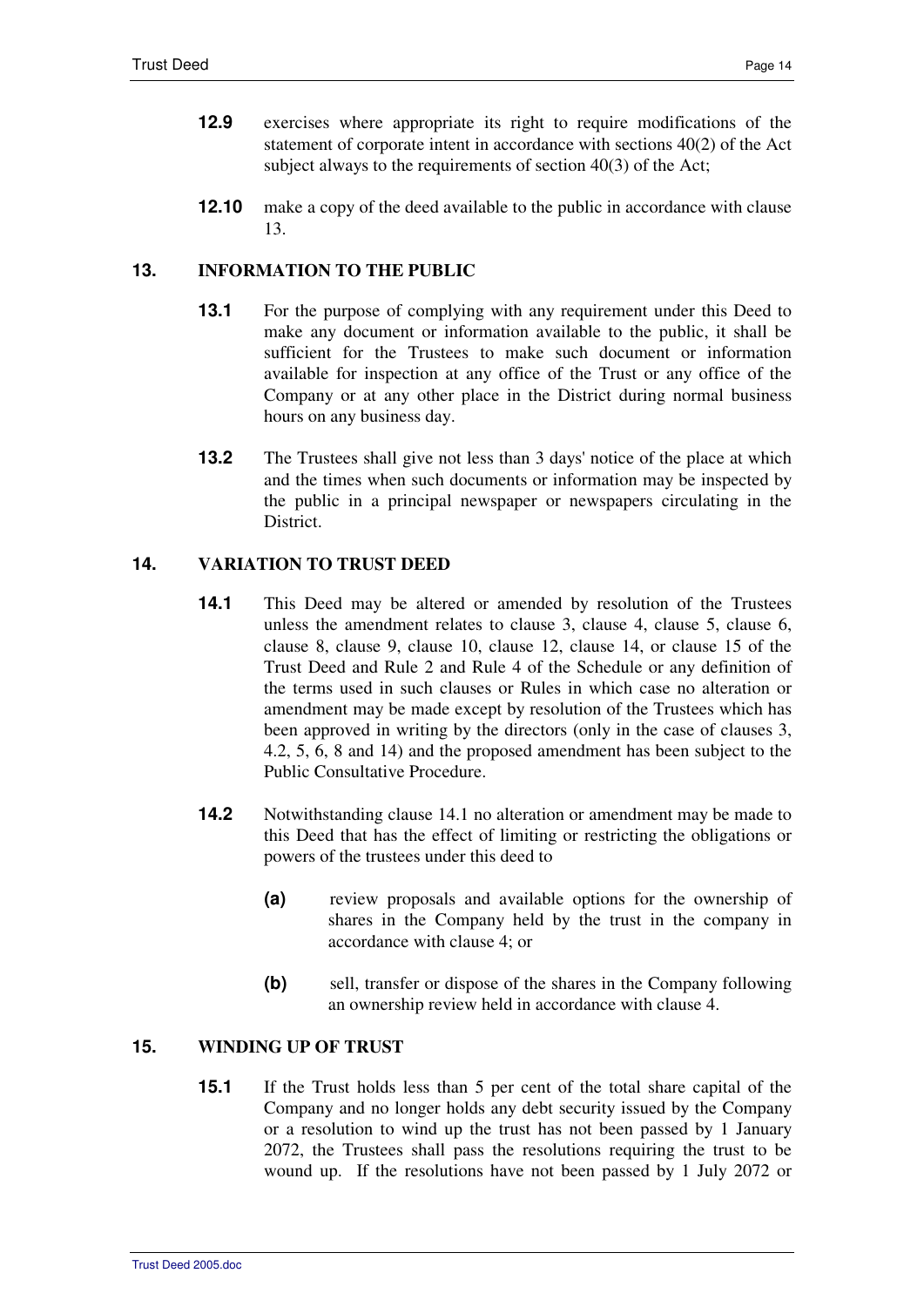**12.9** exercises where appropriate its right to require modifications of the statement of corporate intent in accordance with sections 40(2) of the Act subject always to the requirements of section 40(3) of the Act;

**12.10** make a copy of the deed available to the public in accordance with clause 13.

## 13. INFORMATION TO THE PUBLIC

**13.1** For the purpose of complying with any requirement under this Deed to make any document or information available to the public, it shall be sufficient for the Trustees to make such document or information available for inspection at any office of the Trust or any office of the Company or at any other place in the District during normal business hours on any business day.

**13.2** The Trustees shall give not less than 3 days' notice of the place at which and the times when such documents or information may be inspected by the public in a principal newspaper or newspapers circulating in the District.

## 14. VARIATION TO TRUST DEED

**14.1** This Deed may be altered or amended by resolution of the Trustees unless the amendment relates to clause 3, clause 4, clause 5, clause 6, clause 8, clause 9, clause 10, clause 12, clause 14, or clause 15 of the Trust Deed and Rule 2 and Rule 4 of the Schedule or any definition of the terms used in such clauses or Rules in which case no alteration or amendment may be made except by resolution of the Trustees which has been approved in writing by the directors (only in the case of clauses 3, 4.2, 5, 6, 8 and 14) and the proposed amendment has been subject to the Public Consultative Procedure.

**14.2** Notwithstanding clause 14.1 no alteration or amendment may be made to this Deed that has the effect of limiting or restricting the obligations or powers of the trustees under this deed to

- **(a)** review proposals and available options for the ownership of shares in the Company held by the trust in the company in accordance with clause 4; or

- **(b)** sell, transfer or dispose of the shares in the Company following an ownership review held in accordance with clause 4.

## 15. WINDING UP OF TRUST

**15.1** If the Trust holds less than 5 per cent of the total share capital of the Company and no longer holds any debt security issued by the Company or a resolution to wind up the trust has not been passed by 1 January 2072, the Trustees shall pass the resolutions requiring the trust to be wound up. If the resolutions have not been passed by 1 July 2072 or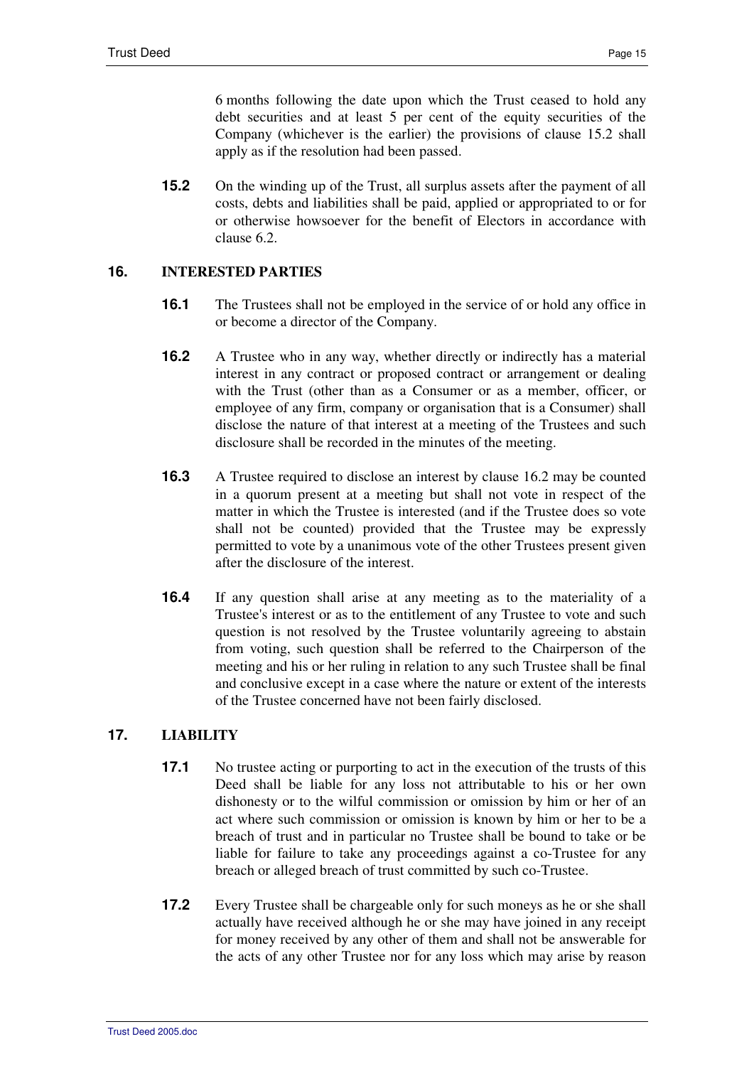6 months following the date upon which the Trust ceased to hold any debt securities and at least 5 per cent of the equity securities of the Company (whichever is the earlier) the provisions of clause 15.2 shall apply as if the resolution had been passed.

**15.2** On the winding up of the Trust, all surplus assets after the payment of all costs, debts and liabilities shall be paid, applied or appropriated to or for or otherwise howsoever for the benefit of Electors in accordance with clause 6.2.

## 16. INTERESTED PARTIES

**16.1** The Trustees shall not be employed in the service of or hold any office in or become a director of the Company.

**16.2** A Trustee who in any way, whether directly or indirectly has a material interest in any contract or proposed contract or arrangement or dealing with the Trust (other than as a Consumer or as a member, officer, or employee of any firm, company or organisation that is a Consumer) shall disclose the nature of that interest at a meeting of the Trustees and such disclosure shall be recorded in the minutes of the meeting.

**16.3** A Trustee required to disclose an interest by clause 16.2 may be counted in a quorum present at a meeting but shall not vote in respect of the matter in which the Trustee is interested (and if the Trustee does so vote shall not be counted) provided that the Trustee may be expressly permitted to vote by a unanimous vote of the other Trustees present given after the disclosure of the interest.

**16.4** If any question shall arise at any meeting as to the materiality of a Trustee's interest or as to the entitlement of any Trustee to vote and such question is not resolved by the Trustee voluntarily agreeing to abstain from voting, such question shall be referred to the Chairperson of the meeting and his or her ruling in relation to any such Trustee shall be final and conclusive except in a case where the nature or extent of the interests of the Trustee concerned have not been fairly disclosed.

## 17. LIABILITY

**17.1** No trustee acting or purporting to act in the execution of the trusts of this Deed shall be liable for any loss not attributable to his or her own dishonesty or to the wilful commission or omission by him or her of an act where such commission or omission is known by him or her to be a breach of trust and in particular no Trustee shall be bound to take or be liable for failure to take any proceedings against a co-Trustee for any breach or alleged breach of trust committed by such co-Trustee.

**17.2** Every Trustee shall be chargeable only for such moneys as he or she shall actually have received although he or she may have joined in any receipt for money received by any other of them and shall not be answerable for the acts of any other Trustee nor for any loss which may arise by reason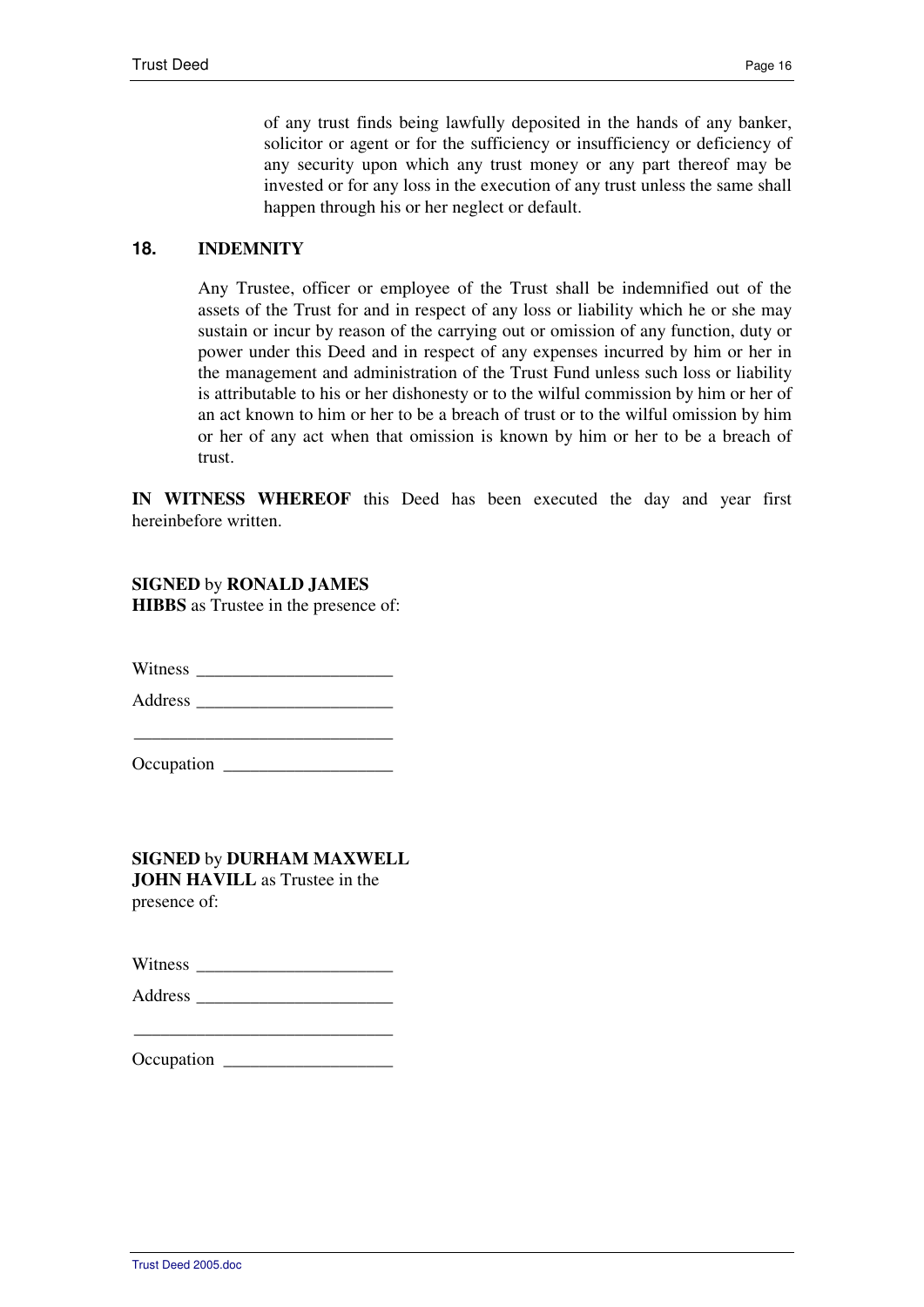of any trust finds being lawfully deposited in the hands of any banker, solicitor or agent or for the sufficiency or insufficiency or deficiency of any security upon which any trust money or any part thereof may be invested or for any loss in the execution of any trust unless the same shall happen through his or her neglect or default.

## 18. INDEMNITY

Any Trustee, officer or employee of the Trust shall be indemnified out of the assets of the Trust for and in respect of any loss or liability which he or she may sustain or incur by reason of the carrying out or omission of any function, duty or power under this Deed and in respect of any expenses incurred by him or her in the management and administration of the Trust Fund unless such loss or liability is attributable to his or her dishonesty or to the wilful commission by him or her of an act known to him or her to be a breach of trust or to the wilful omission by him or her of any act when that omission is known by him or her to be a breach of trust.

**IN WITNESS WHEREOF** this Deed has been executed the day and year first hereinbefore written.

**SIGNED** by **RONALD JAMES HIBBS** as Trustee in the presence of:

Witness ______________________

Address ______________________

______________________________

Occupation ___________________

**SIGNED** by **DURHAM MAXWELL JOHN HAVILL** as Trustee in the presence of:

Witness ______________________

Address ______________________

______________________________

Occupation ___________________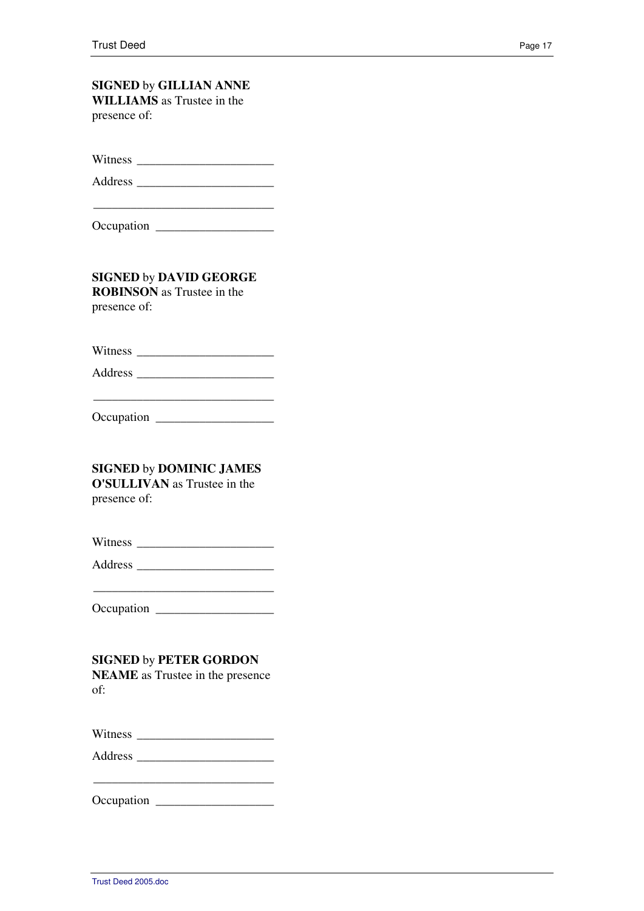**SIGNED** by **GILLIAN ANNE WILLIAMS** as Trustee in the presence of:

Witness ______________________

Address ______________________

______________________________

Occupation ___________________

**SIGNED** by **DAVID GEORGE ROBINSON** as Trustee in the presence of:

Witness ______________________

Address ______________________

______________________________

Occupation ___________________

**SIGNED** by **DOMINIC JAMES O'SULLIVAN** as Trustee in the presence of:

Witness ______________________

Address ______________________

______________________________

Occupation ___________________

**SIGNED** by **PETER GORDON NEAME** as Trustee in the presence of:

Witness ______________________

Address ______________________

______________________________

Occupation ___________________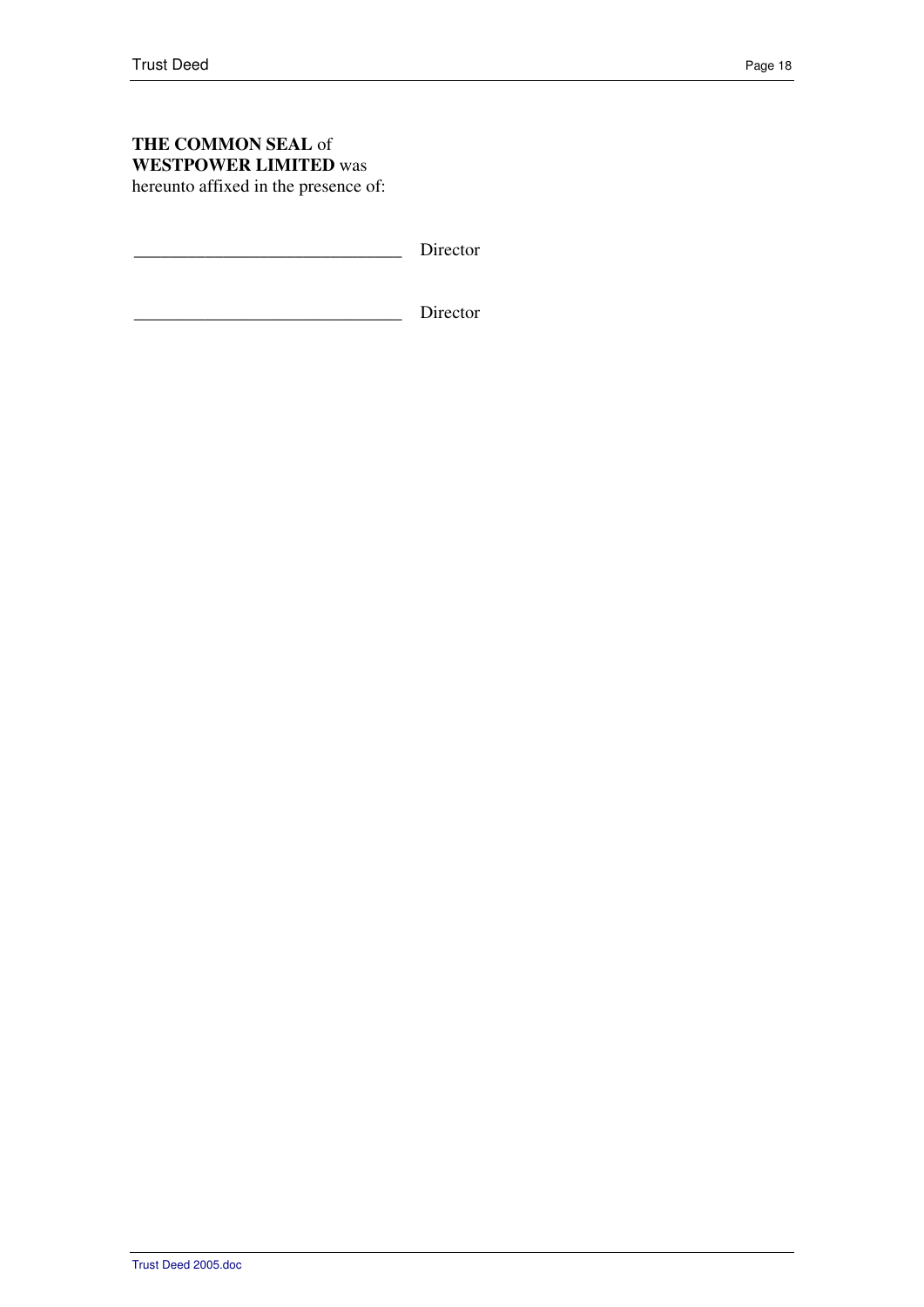**THE COMMON SEAL** of
**WESTPOWER LIMITED** was
hereunto affixed in the presence of:

______________________________ Director

______________________________ Director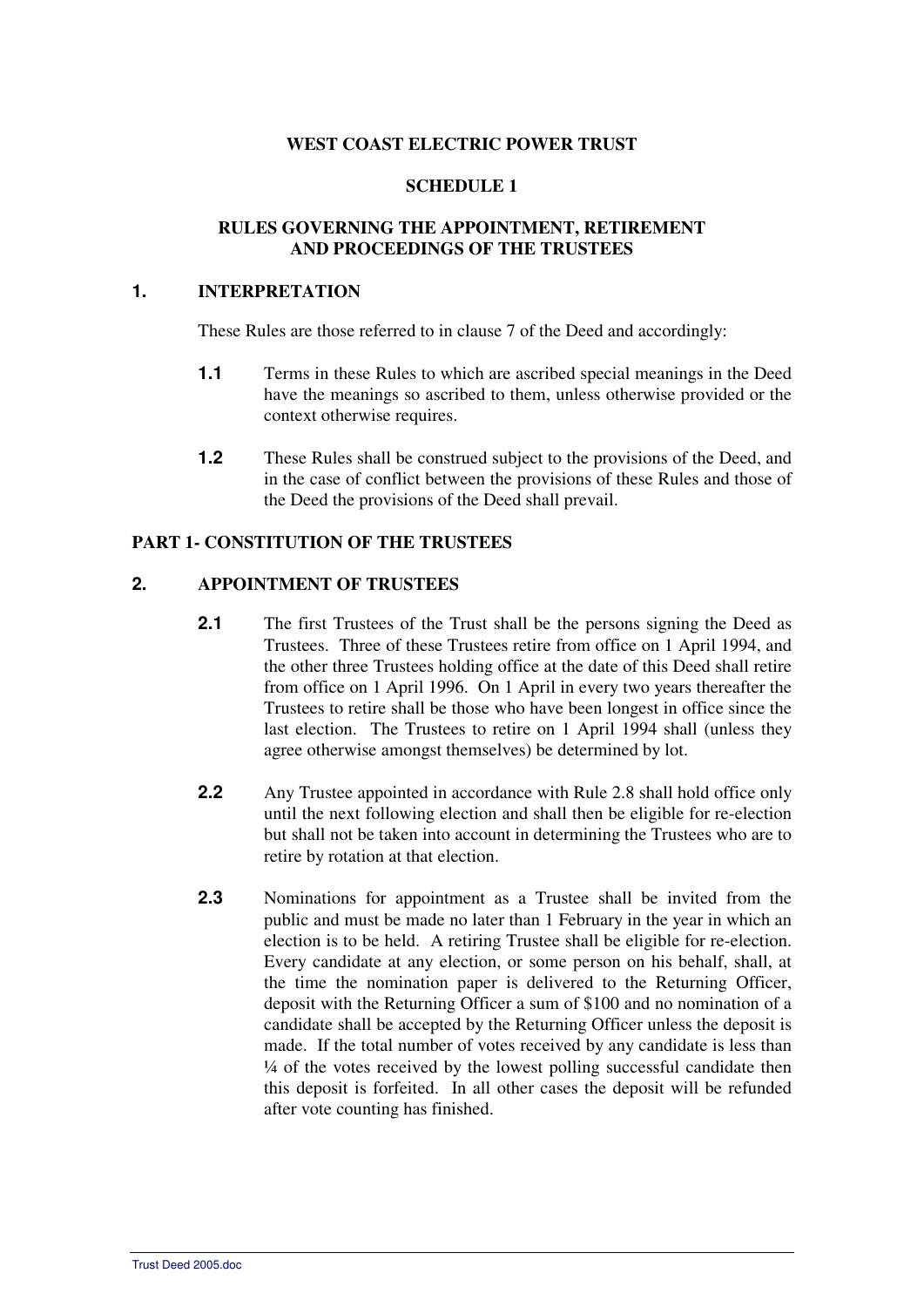**WEST COAST ELECTRIC POWER TRUST**

**SCHEDULE 1**

**RULES GOVERNING THE APPOINTMENT, RETIREMENT AND PROCEEDINGS OF THE TRUSTEES**

## 1. INTERPRETATION

These Rules are those referred to in clause 7 of the Deed and accordingly:

**1.1** Terms in these Rules to which are ascribed special meanings in the Deed have the meanings so ascribed to them, unless otherwise provided or the context otherwise requires.

**1.2** These Rules shall be construed subject to the provisions of the Deed, and in the case of conflict between the provisions of these Rules and those of the Deed the provisions of the Deed shall prevail.

## PART 1- CONSTITUTION OF THE TRUSTEES

## 2. APPOINTMENT OF TRUSTEES

**2.1** The first Trustees of the Trust shall be the persons signing the Deed as Trustees. Three of these Trustees retire from office on 1 April 1994, and the other three Trustees holding office at the date of this Deed shall retire from office on 1 April 1996. On 1 April in every two years thereafter the Trustees to retire shall be those who have been longest in office since the last election. The Trustees to retire on 1 April 1994 shall (unless they agree otherwise amongst themselves) be determined by lot.

**2.2** Any Trustee appointed in accordance with Rule 2.8 shall hold office only until the next following election and shall then be eligible for re-election but shall not be taken into account in determining the Trustees who are to retire by rotation at that election.

**2.3** Nominations for appointment as a Trustee shall be invited from the public and must be made no later than 1 February in the year in which an election is to be held. A retiring Trustee shall be eligible for re-election. Every candidate at any election, or some person on his behalf, shall, at the time the nomination paper is delivered to the Returning Officer, deposit with the Returning Officer a sum of $100 and no nomination of a candidate shall be accepted by the Returning Officer unless the deposit is made. If the total number of votes received by any candidate is less than ¼ of the votes received by the lowest polling successful candidate then this deposit is forfeited. In all other cases the deposit will be refunded after vote counting has finished.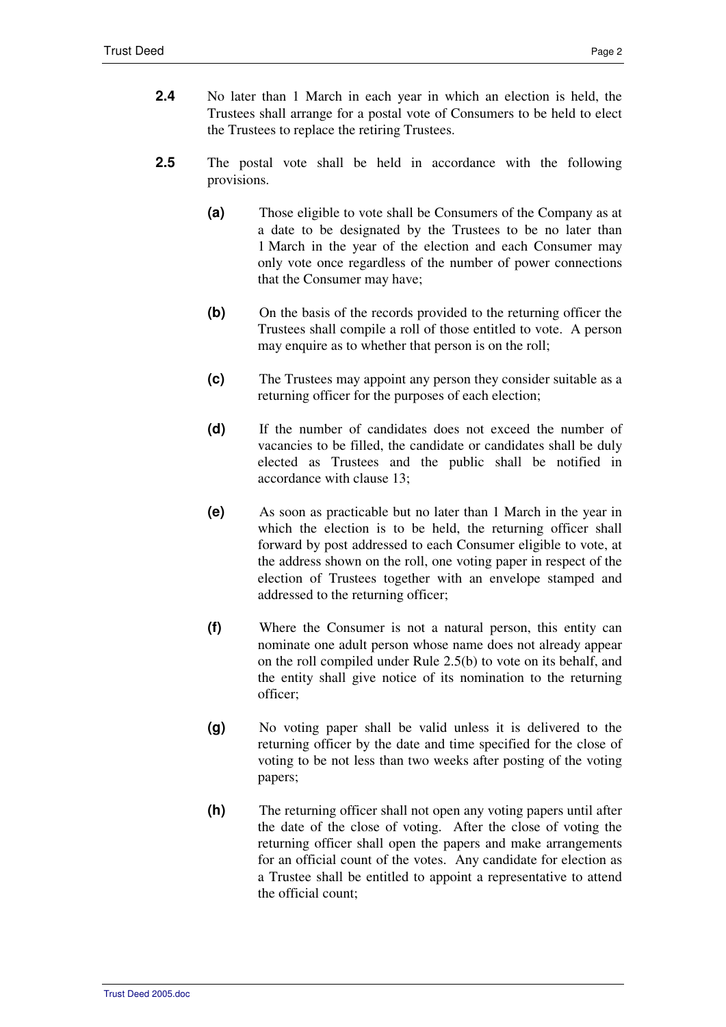**2.4** No later than 1 March in each year in which an election is held, the Trustees shall arrange for a postal vote of Consumers to be held to elect the Trustees to replace the retiring Trustees.

**2.5** The postal vote shall be held in accordance with the following provisions.

- **(a)** Those eligible to vote shall be Consumers of the Company as at a date to be designated by the Trustees to be no later than 1 March in the year of the election and each Consumer may only vote once regardless of the number of power connections that the Consumer may have;

- **(b)** On the basis of the records provided to the returning officer the Trustees shall compile a roll of those entitled to vote. A person may enquire as to whether that person is on the roll;

- **(c)** The Trustees may appoint any person they consider suitable as a returning officer for the purposes of each election;

- **(d)** If the number of candidates does not exceed the number of vacancies to be filled, the candidate or candidates shall be duly elected as Trustees and the public shall be notified in accordance with clause 13;

- **(e)** As soon as practicable but no later than 1 March in the year in which the election is to be held, the returning officer shall forward by post addressed to each Consumer eligible to vote, at the address shown on the roll, one voting paper in respect of the election of Trustees together with an envelope stamped and addressed to the returning officer;

- **(f)** Where the Consumer is not a natural person, this entity can nominate one adult person whose name does not already appear on the roll compiled under Rule 2.5(b) to vote on its behalf, and the entity shall give notice of its nomination to the returning officer;

- **(g)** No voting paper shall be valid unless it is delivered to the returning officer by the date and time specified for the close of voting to be not less than two weeks after posting of the voting papers;

- **(h)** The returning officer shall not open any voting papers until after the date of the close of voting. After the close of voting the returning officer shall open the papers and make arrangements for an official count of the votes. Any candidate for election as a Trustee shall be entitled to appoint a representative to attend the official count;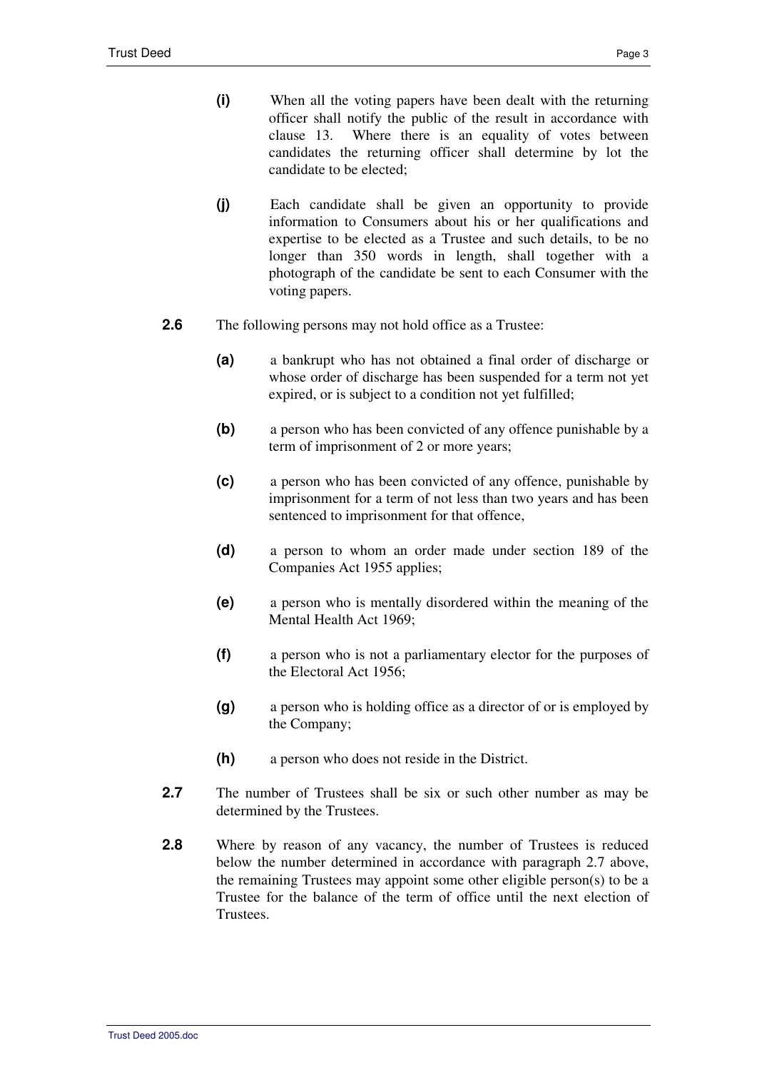**(i)** When all the voting papers have been dealt with the returning officer shall notify the public of the result in accordance with clause 13. Where there is an equality of votes between candidates the returning officer shall determine by lot the candidate to be elected;

**(j)** Each candidate shall be given an opportunity to provide information to Consumers about his or her qualifications and expertise to be elected as a Trustee and such details, to be no longer than 350 words in length, shall together with a photograph of the candidate be sent to each Consumer with the voting papers.

**2.6** The following persons may not hold office as a Trustee:

**(a)** a bankrupt who has not obtained a final order of discharge or whose order of discharge has been suspended for a term not yet expired, or is subject to a condition not yet fulfilled;

**(b)** a person who has been convicted of any offence punishable by a term of imprisonment of 2 or more years;

**(c)** a person who has been convicted of any offence, punishable by imprisonment for a term of not less than two years and has been sentenced to imprisonment for that offence,

**(d)** a person to whom an order made under section 189 of the Companies Act 1955 applies;

**(e)** a person who is mentally disordered within the meaning of the Mental Health Act 1969;

**(f)** a person who is not a parliamentary elector for the purposes of the Electoral Act 1956;

**(g)** a person who is holding office as a director of or is employed by the Company;

**(h)** a person who does not reside in the District.

**2.7** The number of Trustees shall be six or such other number as may be determined by the Trustees.

**2.8** Where by reason of any vacancy, the number of Trustees is reduced below the number determined in accordance with paragraph 2.7 above, the remaining Trustees may appoint some other eligible person(s) to be a Trustee for the balance of the term of office until the next election of Trustees.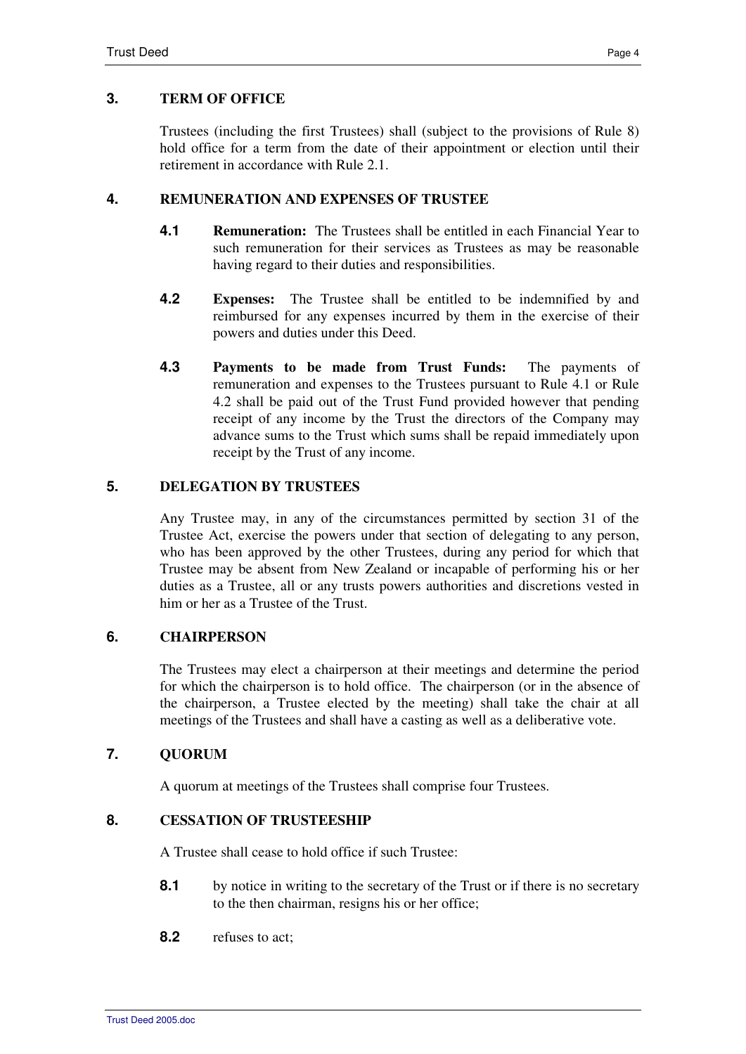## 3. TERM OF OFFICE

Trustees (including the first Trustees) shall (subject to the provisions of Rule 8) hold office for a term from the date of their appointment or election until their retirement in accordance with Rule 2.1.

## 4. REMUNERATION AND EXPENSES OF TRUSTEE

**4.1** **Remuneration:** The Trustees shall be entitled in each Financial Year to such remuneration for their services as Trustees as may be reasonable having regard to their duties and responsibilities.

**4.2** **Expenses:** The Trustee shall be entitled to be indemnified by and reimbursed for any expenses incurred by them in the exercise of their powers and duties under this Deed.

**4.3** **Payments to be made from Trust Funds:** The payments of remuneration and expenses to the Trustees pursuant to Rule 4.1 or Rule 4.2 shall be paid out of the Trust Fund provided however that pending receipt of any income by the Trust the directors of the Company may advance sums to the Trust which sums shall be repaid immediately upon receipt by the Trust of any income.

## 5. DELEGATION BY TRUSTEES

Any Trustee may, in any of the circumstances permitted by section 31 of the Trustee Act, exercise the powers under that section of delegating to any person, who has been approved by the other Trustees, during any period for which that Trustee may be absent from New Zealand or incapable of performing his or her duties as a Trustee, all or any trusts powers authorities and discretions vested in him or her as a Trustee of the Trust.

## 6. CHAIRPERSON

The Trustees may elect a chairperson at their meetings and determine the period for which the chairperson is to hold office. The chairperson (or in the absence of the chairperson, a Trustee elected by the meeting) shall take the chair at all meetings of the Trustees and shall have a casting as well as a deliberative vote.

## 7. QUORUM

A quorum at meetings of the Trustees shall comprise four Trustees.

## 8. CESSATION OF TRUSTEESHIP

A Trustee shall cease to hold office if such Trustee:

**8.1** by notice in writing to the secretary of the Trust or if there is no secretary to the then chairman, resigns his or her office;

**8.2** refuses to act;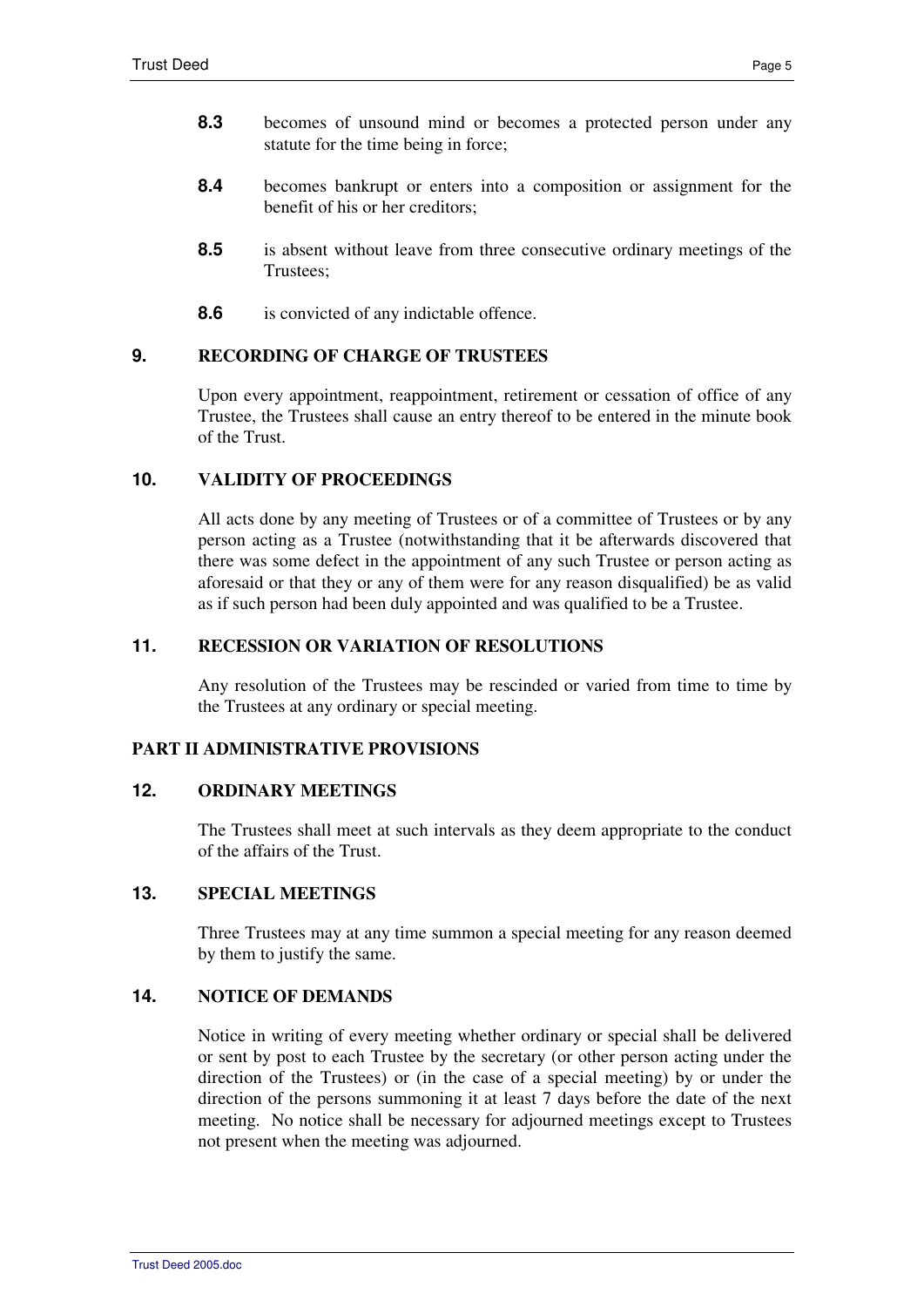**8.3** becomes of unsound mind or becomes a protected person under any statute for the time being in force;

**8.4** becomes bankrupt or enters into a composition or assignment for the benefit of his or her creditors;

**8.5** is absent without leave from three consecutive ordinary meetings of the Trustees;

**8.6** is convicted of any indictable offence.

### 9. RECORDING OF CHARGE OF TRUSTEES

Upon every appointment, reappointment, retirement or cessation of office of any Trustee, the Trustees shall cause an entry thereof to be entered in the minute book of the Trust.

### 10. VALIDITY OF PROCEEDINGS

All acts done by any meeting of Trustees or of a committee of Trustees or by any person acting as a Trustee (notwithstanding that it be afterwards discovered that there was some defect in the appointment of any such Trustee or person acting as aforesaid or that they or any of them were for any reason disqualified) be as valid as if such person had been duly appointed and was qualified to be a Trustee.

### 11. RECESSION OR VARIATION OF RESOLUTIONS

Any resolution of the Trustees may be rescinded or varied from time to time by the Trustees at any ordinary or special meeting.

## PART II ADMINISTRATIVE PROVISIONS

### 12. ORDINARY MEETINGS

The Trustees shall meet at such intervals as they deem appropriate to the conduct of the affairs of the Trust.

### 13. SPECIAL MEETINGS

Three Trustees may at any time summon a special meeting for any reason deemed by them to justify the same.

### 14. NOTICE OF DEMANDS

Notice in writing of every meeting whether ordinary or special shall be delivered or sent by post to each Trustee by the secretary (or other person acting under the direction of the Trustees) or (in the case of a special meeting) by or under the direction of the persons summoning it at least 7 days before the date of the next meeting. No notice shall be necessary for adjourned meetings except to Trustees not present when the meeting was adjourned.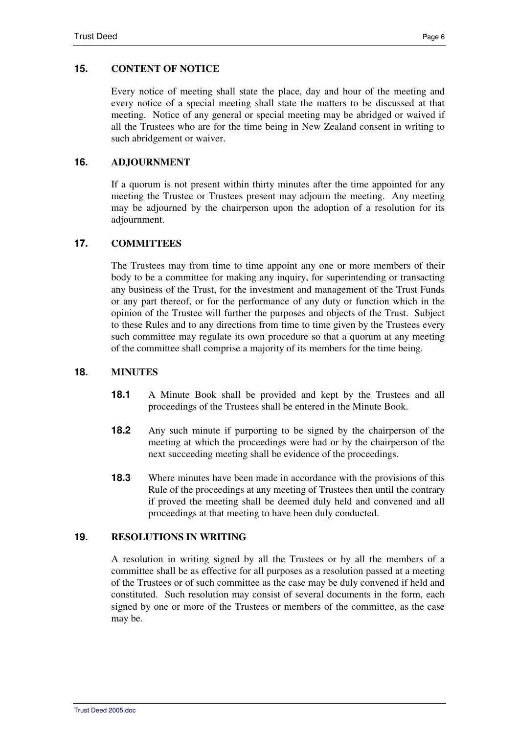## 15. CONTENT OF NOTICE

Every notice of meeting shall state the place, day and hour of the meeting and every notice of a special meeting shall state the matters to be discussed at that meeting. Notice of any general or special meeting may be abridged or waived if all the Trustees who are for the time being in New Zealand consent in writing to such abridgement or waiver.

## 16. ADJOURNMENT

If a quorum is not present within thirty minutes after the time appointed for any meeting the Trustee or Trustees present may adjourn the meeting. Any meeting may be adjourned by the chairperson upon the adoption of a resolution for its adjournment.

## 17. COMMITTEES

The Trustees may from time to time appoint any one or more members of their body to be a committee for making any inquiry, for superintending or transacting any business of the Trust, for the investment and management of the Trust Funds or any part thereof, or for the performance of any duty or function which in the opinion of the Trustee will further the purposes and objects of the Trust. Subject to these Rules and to any directions from time to time given by the Trustees every such committee may regulate its own procedure so that a quorum at any meeting of the committee shall comprise a majority of its members for the time being.

## 18. MINUTES

**18.1** A Minute Book shall be provided and kept by the Trustees and all proceedings of the Trustees shall be entered in the Minute Book.

**18.2** Any such minute if purporting to be signed by the chairperson of the meeting at which the proceedings were had or by the chairperson of the next succeeding meeting shall be evidence of the proceedings.

**18.3** Where minutes have been made in accordance with the provisions of this Rule of the proceedings at any meeting of Trustees then until the contrary if proved the meeting shall be deemed duly held and convened and all proceedings at that meeting to have been duly conducted.

## 19. RESOLUTIONS IN WRITING

A resolution in writing signed by all the Trustees or by all the members of a committee shall be as effective for all purposes as a resolution passed at a meeting of the Trustees or of such committee as the case may be duly convened if held and constituted. Such resolution may consist of several documents in the form, each signed by one or more of the Trustees or members of the committee, as the case may be.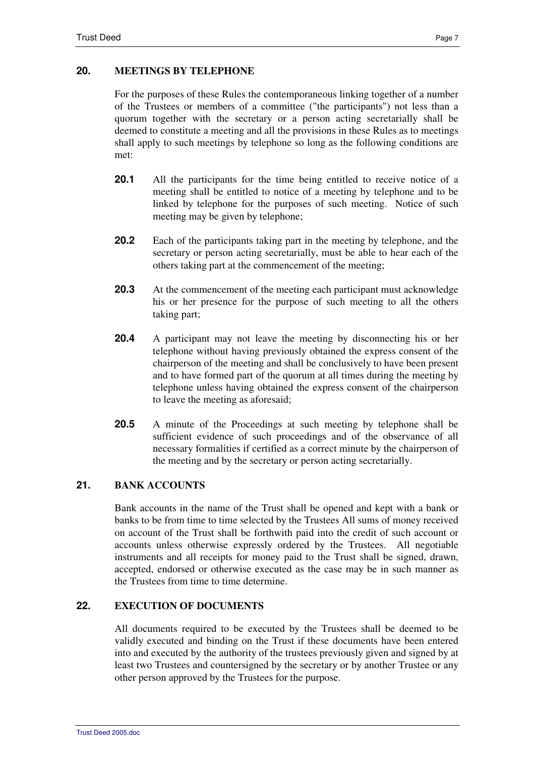## 20. MEETINGS BY TELEPHONE

For the purposes of these Rules the contemporaneous linking together of a number of the Trustees or members of a committee ("the participants") not less than a quorum together with the secretary or a person acting secretarially shall be deemed to constitute a meeting and all the provisions in these Rules as to meetings shall apply to such meetings by telephone so long as the following conditions are met:

**20.1** All the participants for the time being entitled to receive notice of a meeting shall be entitled to notice of a meeting by telephone and to be linked by telephone for the purposes of such meeting. Notice of such meeting may be given by telephone;

**20.2** Each of the participants taking part in the meeting by telephone, and the secretary or person acting secretarially, must be able to hear each of the others taking part at the commencement of the meeting;

**20.3** At the commencement of the meeting each participant must acknowledge his or her presence for the purpose of such meeting to all the others taking part;

**20.4** A participant may not leave the meeting by disconnecting his or her telephone without having previously obtained the express consent of the chairperson of the meeting and shall be conclusively to have been present and to have formed part of the quorum at all times during the meeting by telephone unless having obtained the express consent of the chairperson to leave the meeting as aforesaid;

**20.5** A minute of the Proceedings at such meeting by telephone shall be sufficient evidence of such proceedings and of the observance of all necessary formalities if certified as a correct minute by the chairperson of the meeting and by the secretary or person acting secretarially.

## 21. BANK ACCOUNTS

Bank accounts in the name of the Trust shall be opened and kept with a bank or banks to be from time to time selected by the Trustees All sums of money received on account of the Trust shall be forthwith paid into the credit of such account or accounts unless otherwise expressly ordered by the Trustees. All negotiable instruments and all receipts for money paid to the Trust shall be signed, drawn, accepted, endorsed or otherwise executed as the case may be in such manner as the Trustees from time to time determine.

## 22. EXECUTION OF DOCUMENTS

All documents required to be executed by the Trustees shall be deemed to be validly executed and binding on the Trust if these documents have been entered into and executed by the authority of the trustees previously given and signed by at least two Trustees and countersigned by the secretary or by another Trustee or any other person approved by the Trustees for the purpose.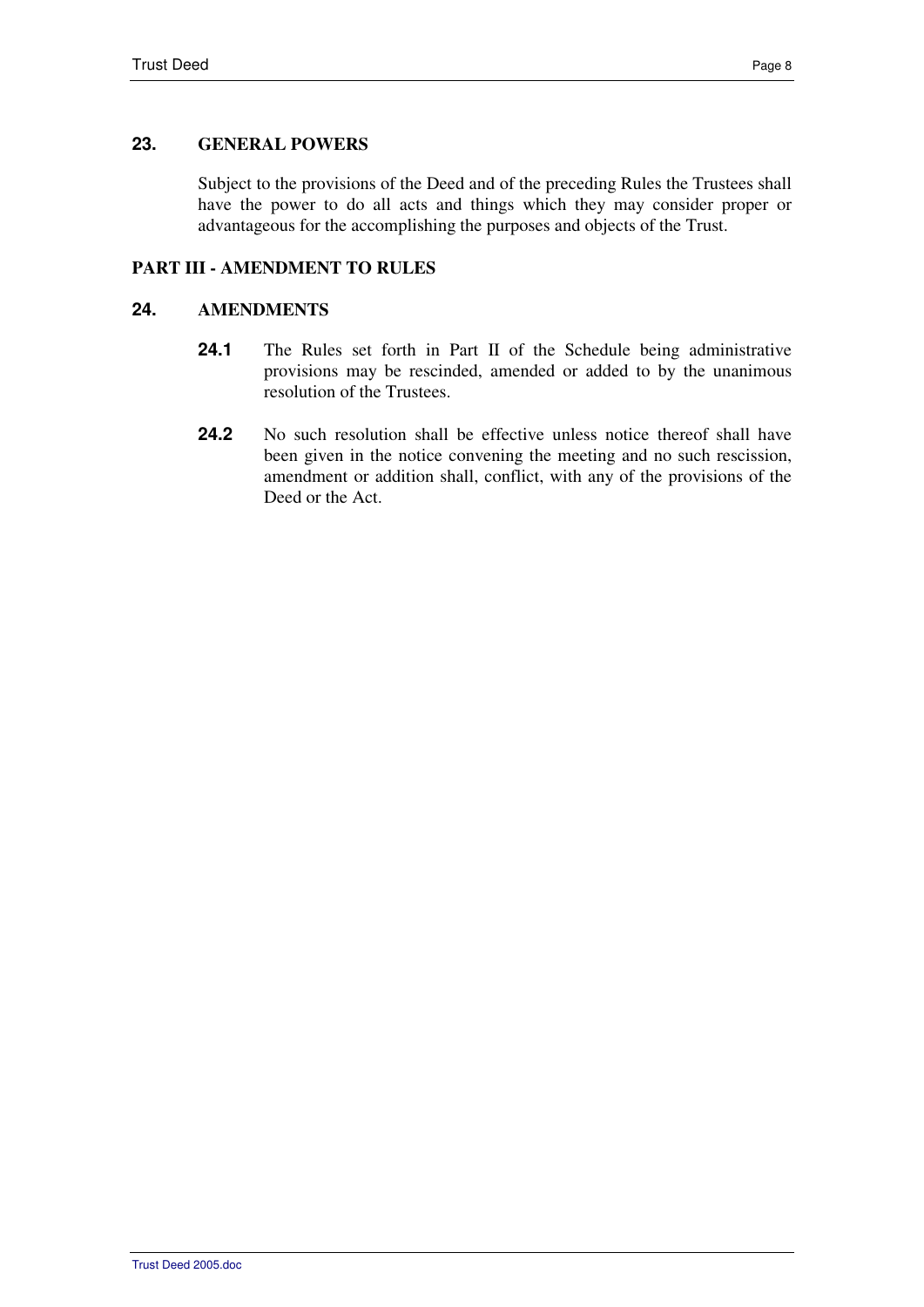## 23. GENERAL POWERS

Subject to the provisions of the Deed and of the preceding Rules the Trustees shall have the power to do all acts and things which they may consider proper or advantageous for the accomplishing the purposes and objects of the Trust.

## PART III - AMENDMENT TO RULES

## 24. AMENDMENTS

**24.1** The Rules set forth in Part II of the Schedule being administrative provisions may be rescinded, amended or added to by the unanimous resolution of the Trustees.

**24.2** No such resolution shall be effective unless notice thereof shall have been given in the notice convening the meeting and no such rescission, amendment or addition shall, conflict, with any of the provisions of the Deed or the Act.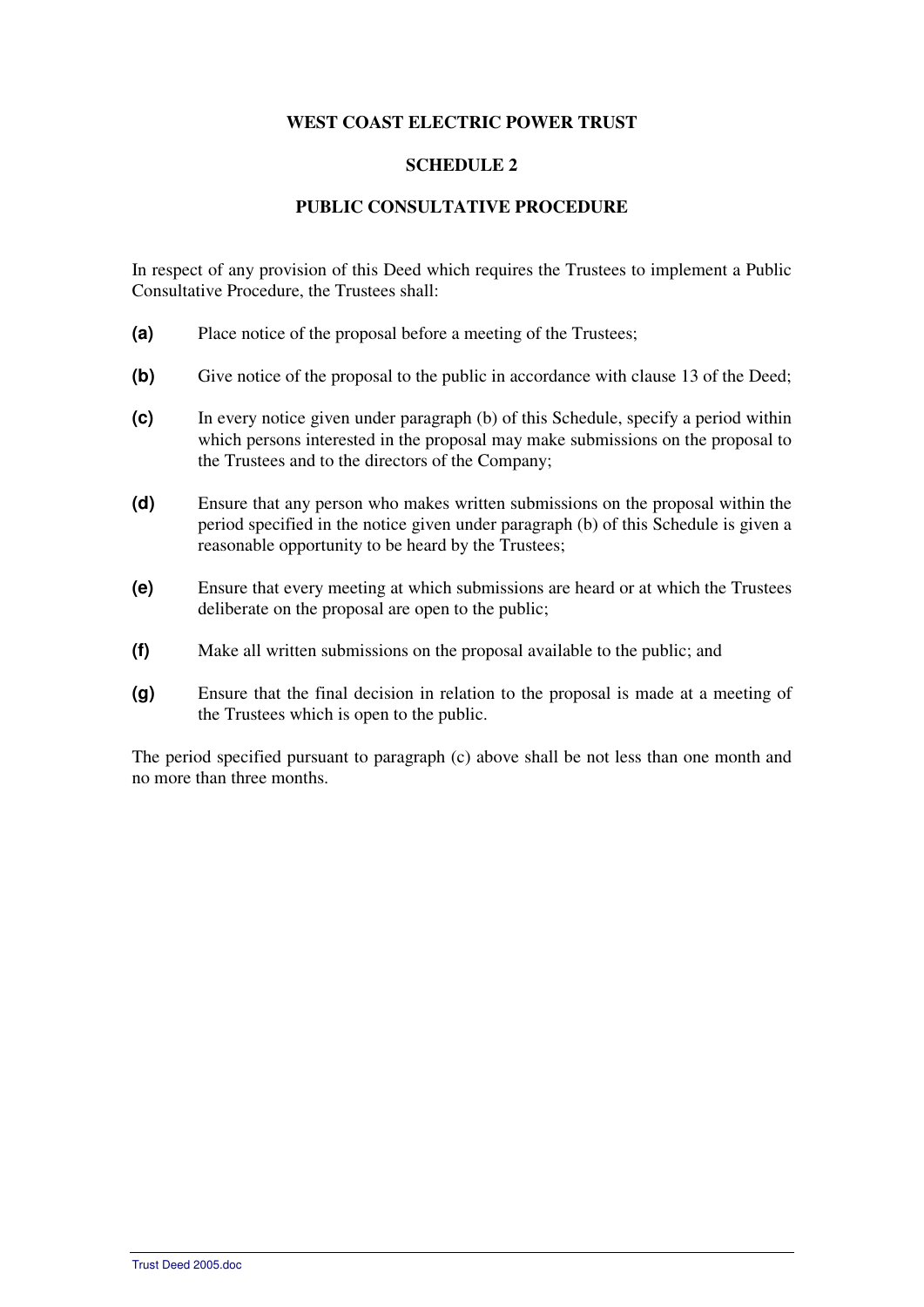**WEST COAST ELECTRIC POWER TRUST**

**SCHEDULE 2**

**PUBLIC CONSULTATIVE PROCEDURE**

In respect of any provision of this Deed which requires the Trustees to implement a Public Consultative Procedure, the Trustees shall:

**(a)** Place notice of the proposal before a meeting of the Trustees;

**(b)** Give notice of the proposal to the public in accordance with clause 13 of the Deed;

**(c)** In every notice given under paragraph (b) of this Schedule, specify a period within which persons interested in the proposal may make submissions on the proposal to the Trustees and to the directors of the Company;

**(d)** Ensure that any person who makes written submissions on the proposal within the period specified in the notice given under paragraph (b) of this Schedule is given a reasonable opportunity to be heard by the Trustees;

**(e)** Ensure that every meeting at which submissions are heard or at which the Trustees deliberate on the proposal are open to the public;

**(f)** Make all written submissions on the proposal available to the public; and

**(g)** Ensure that the final decision in relation to the proposal is made at a meeting of the Trustees which is open to the public.

The period specified pursuant to paragraph (c) above shall be not less than one month and no more than three months.